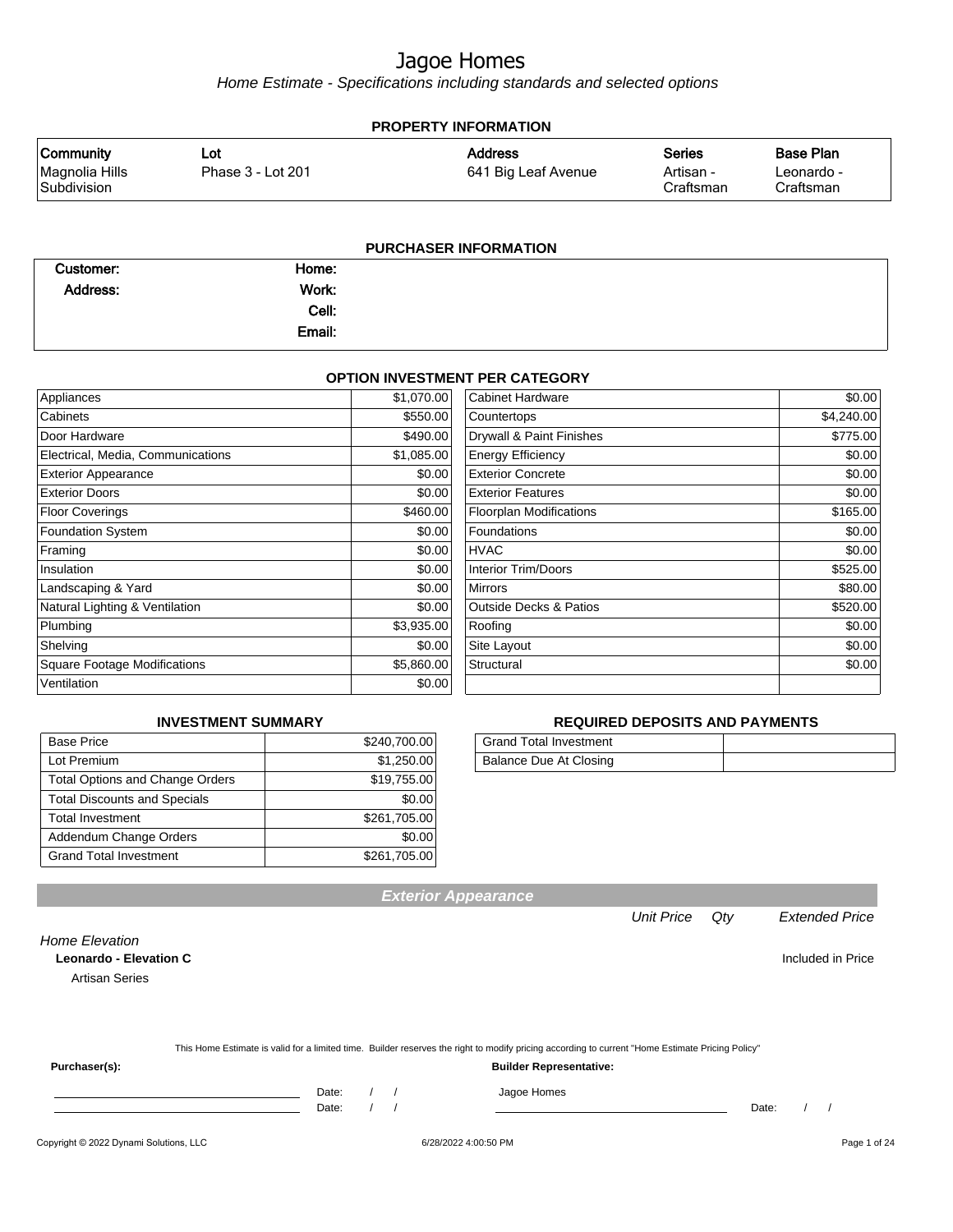# Jagoe Homes

*Home Estimate - Specifications including standards and selected options*

## PROPERTY INFORMATION

| Community | Lot | Address | Series | Base Plan |
|---|---|---|---|---|
| Magnolia Hills Subdivision | Phase 3 - Lot 201 | 641 Big Leaf Avenue | Artisan - Craftsman | Leonardo - Craftsman |

## PURCHASER INFORMATION

| | | | |
|---|---|---|---|
| **Customer:** | | **Home:** | |
| **Address:** | | **Work:** | |
| | | **Cell:** | |
| | | **Email:** | |

## OPTION INVESTMENT PER CATEGORY

| Category | Amount | Category | Amount |
|---|---|---|---|
| Appliances | $1,070.00 | Cabinet Hardware | $0.00 |
| Cabinets | $550.00 | Countertops | $4,240.00 |
| Door Hardware | $490.00 | Drywall & Paint Finishes | $775.00 |
| Electrical, Media, Communications | $1,085.00 | Energy Efficiency | $0.00 |
| Exterior Appearance | $0.00 | Exterior Concrete | $0.00 |
| Exterior Doors | $0.00 | Exterior Features | $0.00 |
| Floor Coverings | $460.00 | Floorplan Modifications | $165.00 |
| Foundation System | $0.00 | Foundations | $0.00 |
| Framing | $0.00 | HVAC | $0.00 |
| Insulation | $0.00 | Interior Trim/Doors | $525.00 |
| Landscaping & Yard | $0.00 | Mirrors | $80.00 |
| Natural Lighting & Ventilation | $0.00 | Outside Decks & Patios | $520.00 |
| Plumbing | $3,935.00 | Roofing | $0.00 |
| Shelving | $0.00 | Site Layout | $0.00 |
| Square Footage Modifications | $5,860.00 | Structural | $0.00 |
| Ventilation | $0.00 | | |

## INVESTMENT SUMMARY

| | |
|---|---|
| Base Price | $240,700.00 |
| Lot Premium | $1,250.00 |
| Total Options and Change Orders | $19,755.00 |
| Total Discounts and Specials | $0.00 |
| Total Investment | $261,705.00 |
| Addendum Change Orders | $0.00 |
| Grand Total Investment | $261,705.00 |

## REQUIRED DEPOSITS AND PAYMENTS

| | |
|---|---|
| Grand Total Investment | |
| Balance Due At Closing | |

## Exterior Appearance

| | Unit Price | Qty | Extended Price |
|---|---|---|---|
| *Home Elevation* | | | |
| **Leonardo - Elevation C** | | | Included in Price |
| Artisan Series | | | |

This Home Estimate is valid for a limited time. Builder reserves the right to modify pricing according to current "Home Estimate Pricing Policy"

**Purchaser(s):**

Date: / /

Date: / /

**Builder Representative:**

Jagoe Homes

Date: / /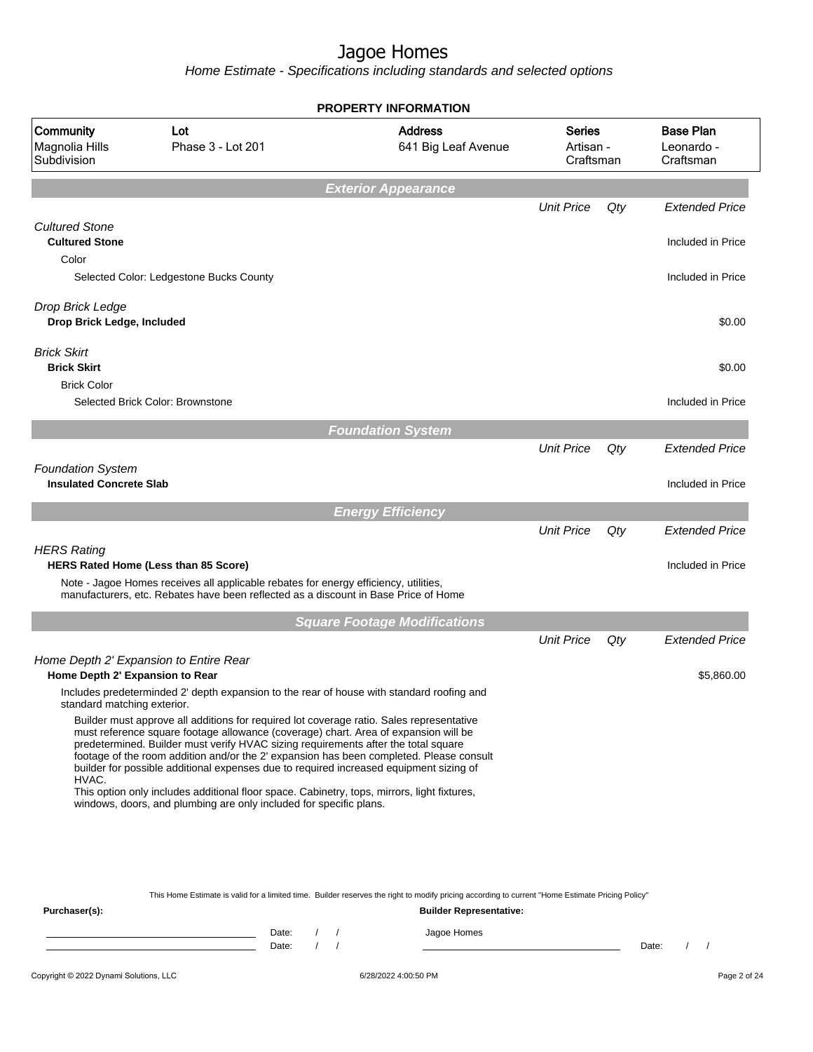# Jagoe Homes

Home Estimate - Specifications including standards and selected options

## PROPERTY INFORMATION

| Community | Lot | Address | Series | Base Plan |
|---|---|---|---|---|
| Magnolia Hills Subdivision | Phase 3 - Lot 201 | 641 Big Leaf Avenue | Artisan - Craftsman | Leonardo - Craftsman |

### Exterior Appearance

| | Unit Price | Qty | Extended Price |
|---|---|---|---|
| *Cultured Stone* | | | |
| **Cultured Stone** | | | Included in Price |
| Color | | | |
| Selected Color: Ledgestone Bucks County | | | Included in Price |
| *Drop Brick Ledge* | | | |
| **Drop Brick Ledge, Included** | | | $0.00 |
| *Brick Skirt* | | | |
| **Brick Skirt** | | | $0.00 |
| Brick Color | | | |
| Selected Brick Color: Brownstone | | | Included in Price |

### Foundation System

| | Unit Price | Qty | Extended Price |
|---|---|---|---|
| *Foundation System* | | | |
| **Insulated Concrete Slab** | | | Included in Price |

### Energy Efficiency

| | Unit Price | Qty | Extended Price |
|---|---|---|---|
| *HERS Rating* | | | |
| **HERS Rated Home (Less than 85 Score)** | | | Included in Price |

Note - Jagoe Homes receives all applicable rebates for energy efficiency, utilities, manufacturers, etc. Rebates have been reflected as a discount in Base Price of Home

### Square Footage Modifications

| | Unit Price | Qty | Extended Price |
|---|---|---|---|
| *Home Depth 2' Expansion to Entire Rear* | | | |
| **Home Depth 2' Expansion to Rear** | | | $5,860.00 |

Includes predeterminded 2' depth expansion to the rear of house with standard roofing and standard matching exterior.

Builder must approve all additions for required lot coverage ratio. Sales representative must reference square footage allowance (coverage) chart. Area of expansion will be predetermined. Builder must verify HVAC sizing requirements after the total square footage of the room addition and/or the 2' expansion has been completed. Please consult builder for possible additional expenses due to required increased equipment sizing of HVAC.

This option only includes additional floor space. Cabinetry, tops, mirrors, light fixtures, windows, doors, and plumbing are only included for specific plans.

This Home Estimate is valid for a limited time. Builder reserves the right to modify pricing according to current "Home Estimate Pricing Policy"

**Purchaser(s):** ______________________ Date: / /
______________________ Date: / /

**Builder Representative:** Jagoe Homes ______________________ Date: / /

Copyright © 2022 Dynami Solutions, LLC — 6/28/2022 4:00:50 PM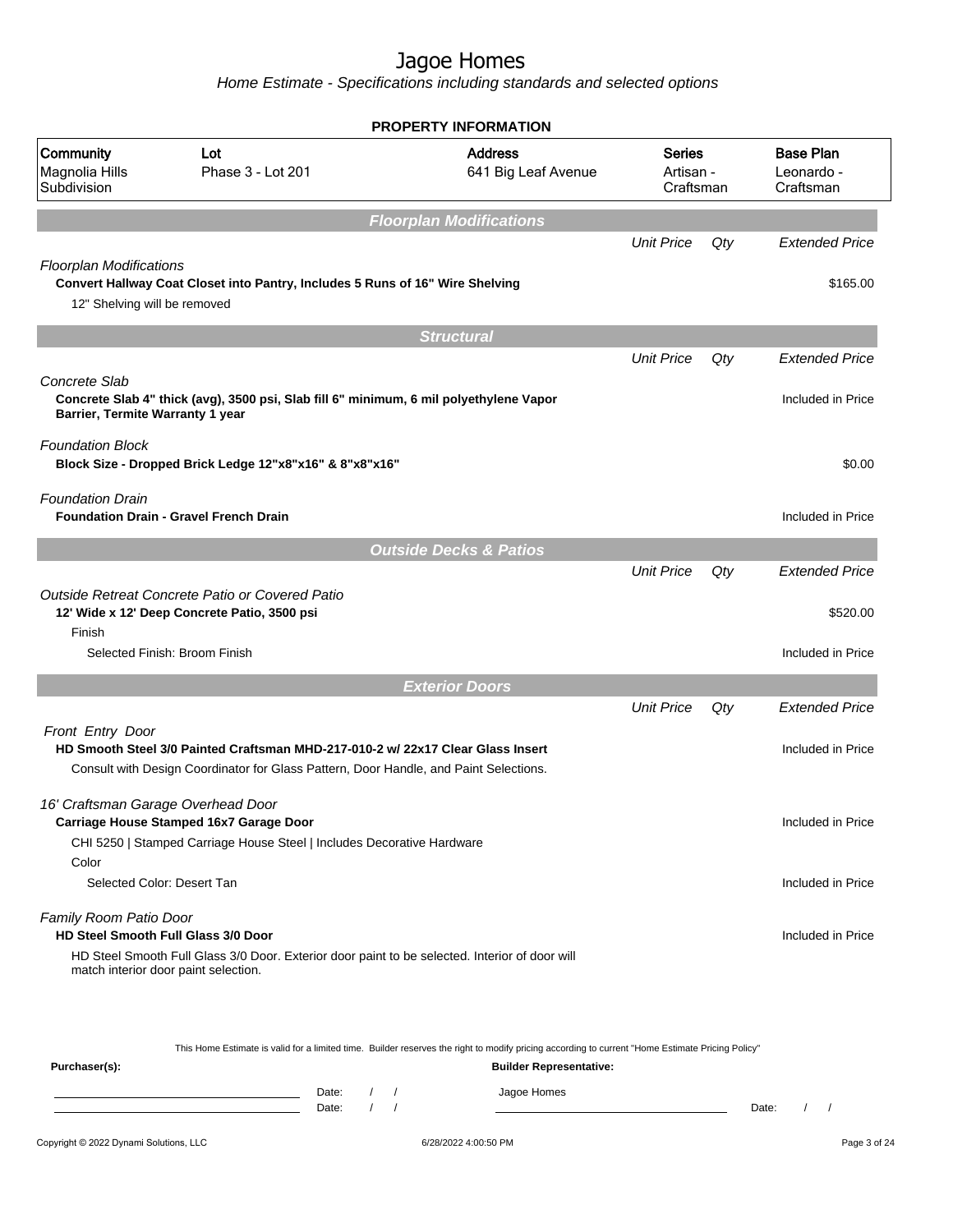# Jagoe Homes

*Home Estimate - Specifications including standards and selected options*

**PROPERTY INFORMATION**

| Community | Lot | Address | Series | Base Plan |
|---|---|---|---|---|
| Magnolia Hills Subdivision | Phase 3 - Lot 201 | 641 Big Leaf Avenue | Artisan - Craftsman | Leonardo - Craftsman |

## Floorplan Modifications

| | Unit Price | Qty | Extended Price |
|---|---|---|---|
| *Floorplan Modifications* | | | |
| **Convert Hallway Coat Closet into Pantry, Includes 5 Runs of 16" Wire Shelving** | | | $165.00 |
| 12" Shelving will be removed | | | |

## Structural

| | Unit Price | Qty | Extended Price |
|---|---|---|---|
| *Concrete Slab* | | | |
| **Concrete Slab 4" thick (avg), 3500 psi, Slab fill 6" minimum, 6 mil polyethylene Vapor Barrier, Termite Warranty 1 year** | | | Included in Price |
| *Foundation Block* | | | |
| **Block Size - Dropped Brick Ledge 12"x8"x16" & 8"x8"x16"** | | | $0.00 |
| *Foundation Drain* | | | |
| **Foundation Drain - Gravel French Drain** | | | Included in Price |

## Outside Decks & Patios

| | Unit Price | Qty | Extended Price |
|---|---|---|---|
| *Outside Retreat Concrete Patio or Covered Patio* | | | |
| **12' Wide x 12' Deep Concrete Patio, 3500 psi** | | | $520.00 |
| Finish | | | |
| Selected Finish: Broom Finish | | | Included in Price |

## Exterior Doors

| | Unit Price | Qty | Extended Price |
|---|---|---|---|
| *Front Entry Door* | | | |
| **HD Smooth Steel 3/0 Painted Craftsman MHD-217-010-2 w/ 22x17 Clear Glass Insert** | | | Included in Price |
| Consult with Design Coordinator for Glass Pattern, Door Handle, and Paint Selections. | | | |
| *16' Craftsman Garage Overhead Door* | | | |
| **Carriage House Stamped 16x7 Garage Door** | | | Included in Price |
| CHI 5250 \| Stamped Carriage House Steel \| Includes Decorative Hardware | | | |
| Color | | | |
| Selected Color: Desert Tan | | | Included in Price |
| *Family Room Patio Door* | | | |
| **HD Steel Smooth Full Glass 3/0 Door** | | | Included in Price |
| HD Steel Smooth Full Glass 3/0 Door. Exterior door paint to be selected. Interior of door will match interior door paint selection. | | | |

This Home Estimate is valid for a limited time. Builder reserves the right to modify pricing according to current "Home Estimate Pricing Policy"

**Purchaser(s):** ______________________ Date: / /

______________________ Date: / /

**Builder Representative:** Jagoe Homes

______________________ Date: / /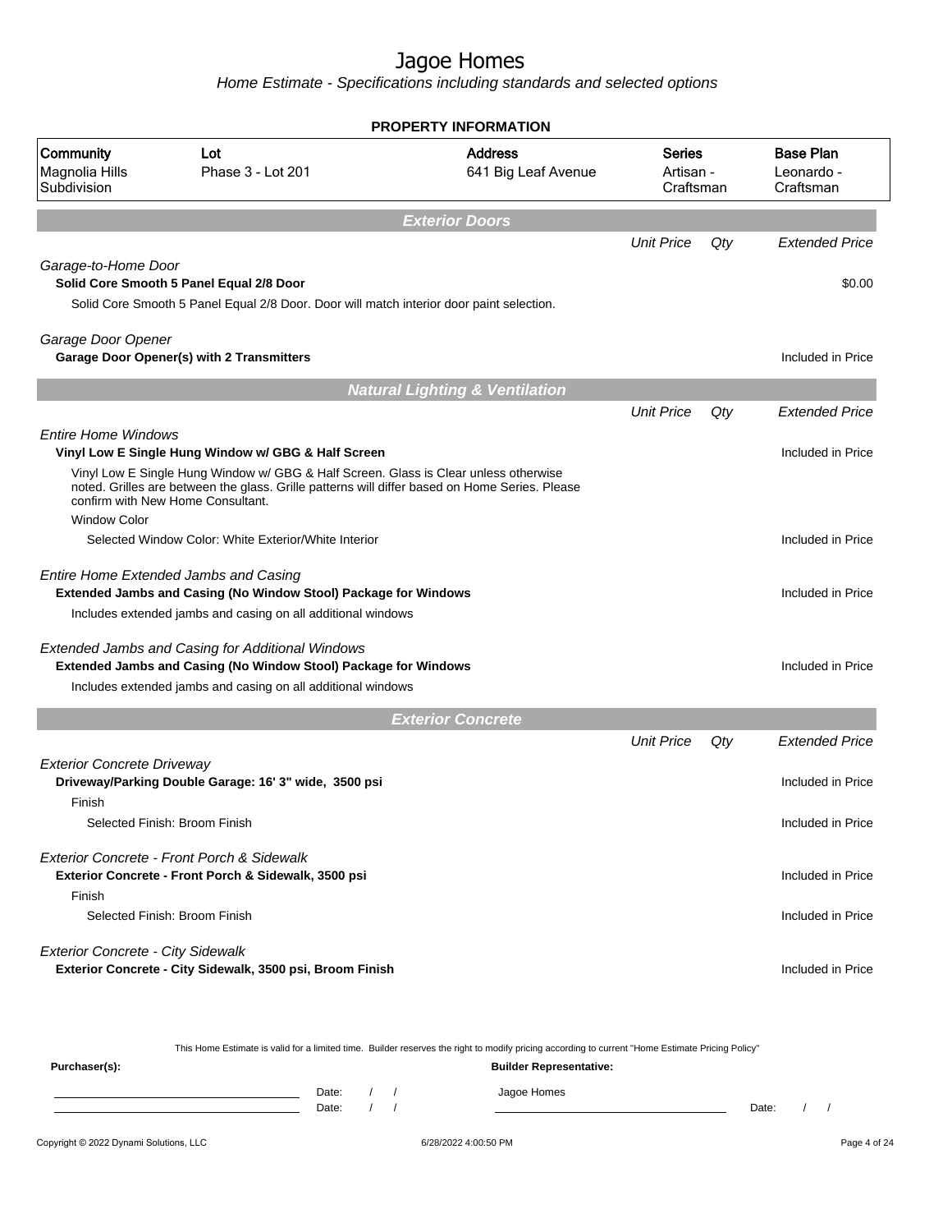# Jagoe Homes

*Home Estimate - Specifications including standards and selected options*

**PROPERTY INFORMATION**

| Community | Lot | Address | Series | Base Plan |
|---|---|---|---|---|
| Magnolia Hills Subdivision | Phase 3 - Lot 201 | 641 Big Leaf Avenue | Artisan - Craftsman | Leonardo - Craftsman |

## Exterior Doors

| | Unit Price | Qty | Extended Price |
|---|---|---|---|
| *Garage-to-Home Door* | | | |
| **Solid Core Smooth 5 Panel Equal 2/8 Door** | | | $0.00 |
| Solid Core Smooth 5 Panel Equal 2/8 Door. Door will match interior door paint selection. | | | |
| *Garage Door Opener* | | | |
| **Garage Door Opener(s) with 2 Transmitters** | | | Included in Price |

## Natural Lighting & Ventilation

| | Unit Price | Qty | Extended Price |
|---|---|---|---|
| *Entire Home Windows* | | | |
| **Vinyl Low E Single Hung Window w/ GBG & Half Screen** | | | Included in Price |
| Vinyl Low E Single Hung Window w/ GBG & Half Screen. Glass is Clear unless otherwise noted. Grilles are between the glass. Grille patterns will differ based on Home Series. Please confirm with New Home Consultant. | | | |
| Window Color | | | |
| Selected Window Color: White Exterior/White Interior | | | Included in Price |
| *Entire Home Extended Jambs and Casing* | | | |
| **Extended Jambs and Casing (No Window Stool) Package for Windows** | | | Included in Price |
| Includes extended jambs and casing on all additional windows | | | |
| *Extended Jambs and Casing for Additional Windows* | | | |
| **Extended Jambs and Casing (No Window Stool) Package for Windows** | | | Included in Price |
| Includes extended jambs and casing on all additional windows | | | |

## Exterior Concrete

| | Unit Price | Qty | Extended Price |
|---|---|---|---|
| *Exterior Concrete Driveway* | | | |
| **Driveway/Parking Double Garage: 16' 3" wide, 3500 psi** | | | Included in Price |
| Finish | | | |
| Selected Finish: Broom Finish | | | Included in Price |
| *Exterior Concrete - Front Porch & Sidewalk* | | | |
| **Exterior Concrete - Front Porch & Sidewalk, 3500 psi** | | | Included in Price |
| Finish | | | |
| Selected Finish: Broom Finish | | | Included in Price |
| *Exterior Concrete - City Sidewalk* | | | |
| **Exterior Concrete - City Sidewalk, 3500 psi, Broom Finish** | | | Included in Price |

This Home Estimate is valid for a limited time. Builder reserves the right to modify pricing according to current "Home Estimate Pricing Policy"

**Purchaser(s):** Date: / / Date: / /

**Builder Representative:** Jagoe Homes Date: / /

Copyright © 2022 Dynami Solutions, LLC 6/28/2022 4:00:50 PM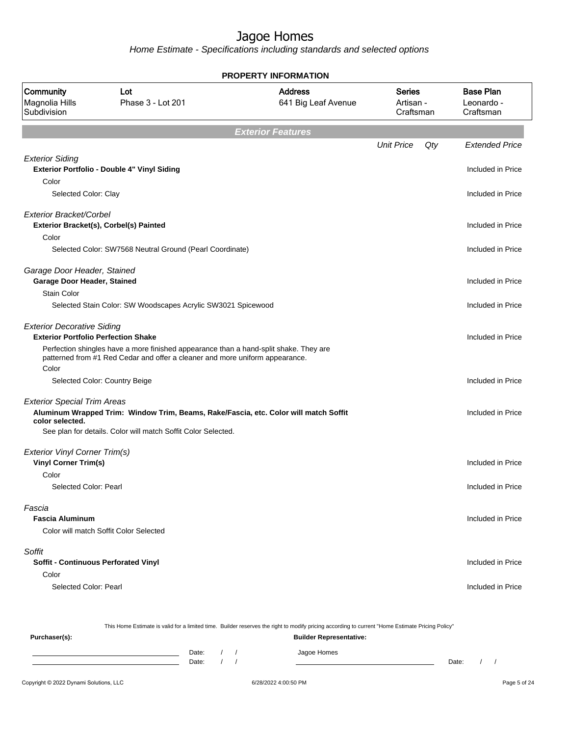# Jagoe Homes

Home Estimate - Specifications including standards and selected options

## PROPERTY INFORMATION

| Community | Lot | Address | Series | Base Plan |
|---|---|---|---|---|
| Magnolia Hills Subdivision | Phase 3 - Lot 201 | 641 Big Leaf Avenue | Artisan - Craftsman | Leonardo - Craftsman |

## Exterior Features

| | Unit Price | Qty | Extended Price |
|---|---|---|---|
| *Exterior Siding* | | | |
| **Exterior Portfolio - Double 4" Vinyl Siding** | | | Included in Price |
| Color | | | |
| Selected Color: Clay | | | Included in Price |
| *Exterior Bracket/Corbel* | | | |
| **Exterior Bracket(s), Corbel(s) Painted** | | | Included in Price |
| Color | | | |
| Selected Color: SW7568 Neutral Ground (Pearl Coordinate) | | | Included in Price |
| *Garage Door Header, Stained* | | | |
| **Garage Door Header, Stained** | | | Included in Price |
| Stain Color | | | |
| Selected Stain Color: SW Woodscapes Acrylic SW3021 Spicewood | | | Included in Price |
| *Exterior Decorative Siding* | | | |
| **Exterior Portfolio Perfection Shake** | | | Included in Price |
| Perfection shingles have a more finished appearance than a hand-split shake. They are patterned from #1 Red Cedar and offer a cleaner and more uniform appearance. | | | |
| Color | | | |
| Selected Color: Country Beige | | | Included in Price |
| *Exterior Special Trim Areas* | | | |
| **Aluminum Wrapped Trim: Window Trim, Beams, Rake/Fascia, etc. Color will match Soffit color selected.** | | | Included in Price |
| See plan for details. Color will match Soffit Color Selected. | | | |
| *Exterior Vinyl Corner Trim(s)* | | | |
| **Vinyl Corner Trim(s)** | | | Included in Price |
| Color | | | |
| Selected Color: Pearl | | | Included in Price |
| *Fascia* | | | |
| **Fascia Aluminum** | | | Included in Price |
| Color will match Soffit Color Selected | | | |
| *Soffit* | | | |
| **Soffit - Continuous Perforated Vinyl** | | | Included in Price |
| Color | | | |
| Selected Color: Pearl | | | Included in Price |

This Home Estimate is valid for a limited time. Builder reserves the right to modify pricing according to current "Home Estimate Pricing Policy"

**Purchaser(s):** Date: / / Date: / /

**Builder Representative:** Jagoe Homes Date: / /

Copyright © 2022 Dynami Solutions, LLC 6/28/2022 4:00:50 PM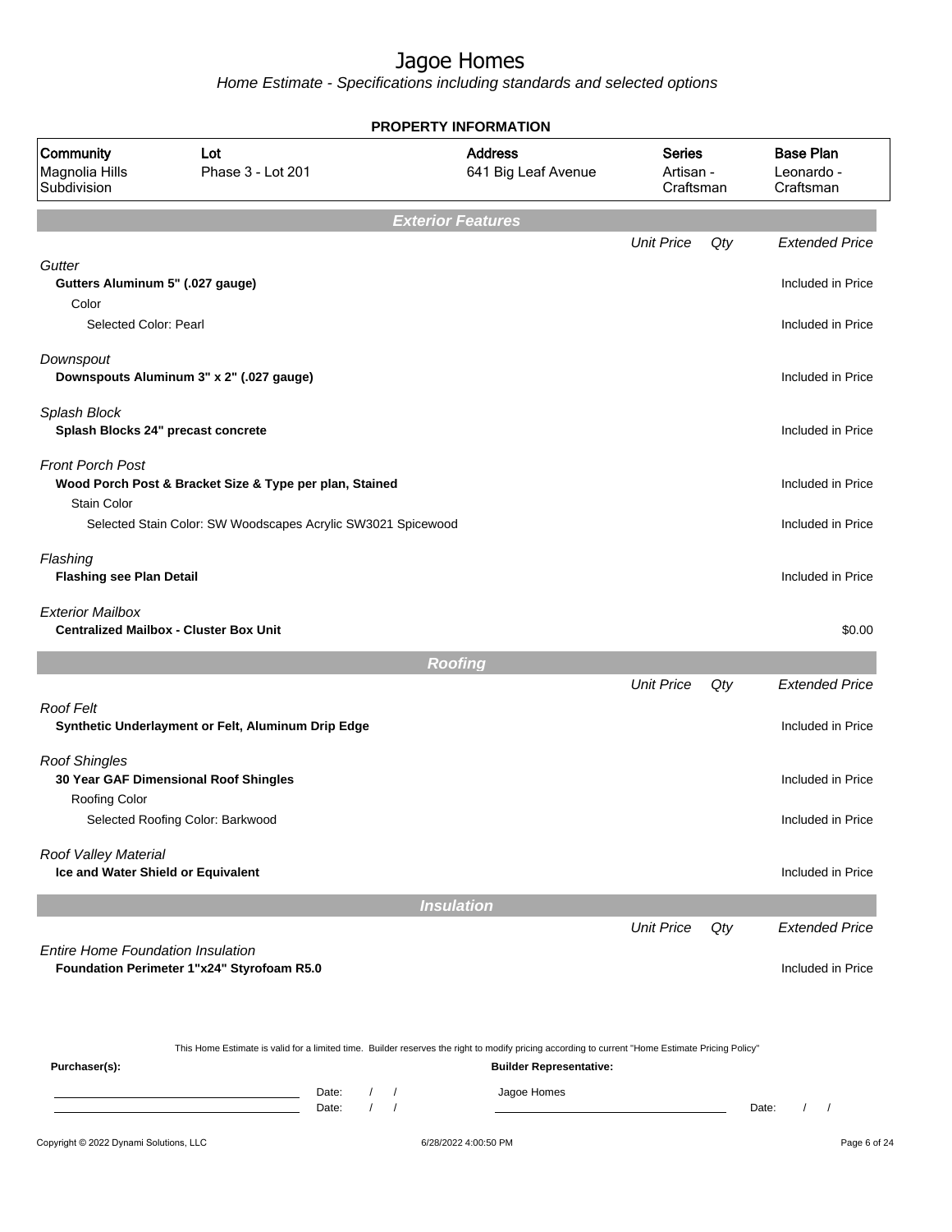# Jagoe Homes

*Home Estimate - Specifications including standards and selected options*

## PROPERTY INFORMATION

| Community | Lot | Address | Series | Base Plan |
|---|---|---|---|---|
| Magnolia Hills Subdivision | Phase 3 - Lot 201 | 641 Big Leaf Avenue | Artisan - Craftsman | Leonardo - Craftsman |

## Exterior Features

| | Unit Price | Qty | Extended Price |
|---|---|---|---|
| *Gutter* | | | |
| **Gutters Aluminum 5" (.027 gauge)** | | | Included in Price |
| Color | | | |
| Selected Color: Pearl | | | Included in Price |
| *Downspout* | | | |
| **Downspouts Aluminum 3" x 2" (.027 gauge)** | | | Included in Price |
| *Splash Block* | | | |
| **Splash Blocks 24" precast concrete** | | | Included in Price |
| *Front Porch Post* | | | |
| **Wood Porch Post & Bracket Size & Type per plan, Stained** | | | Included in Price |
| Stain Color | | | |
| Selected Stain Color: SW Woodscapes Acrylic SW3021 Spicewood | | | Included in Price |
| *Flashing* | | | |
| **Flashing see Plan Detail** | | | Included in Price |
| *Exterior Mailbox* | | | |
| **Centralized Mailbox - Cluster Box Unit** | | | $0.00 |

## Roofing

| | Unit Price | Qty | Extended Price |
|---|---|---|---|
| *Roof Felt* | | | |
| **Synthetic Underlayment or Felt, Aluminum Drip Edge** | | | Included in Price |
| *Roof Shingles* | | | |
| **30 Year GAF Dimensional Roof Shingles** | | | Included in Price |
| Roofing Color | | | |
| Selected Roofing Color: Barkwood | | | Included in Price |
| *Roof Valley Material* | | | |
| **Ice and Water Shield or Equivalent** | | | Included in Price |

## Insulation

| | Unit Price | Qty | Extended Price |
|---|---|---|---|
| *Entire Home Foundation Insulation* | | | |
| **Foundation Perimeter 1"x24" Styrofoam R5.0** | | | Included in Price |

This Home Estimate is valid for a limited time. Builder reserves the right to modify pricing according to current "Home Estimate Pricing Policy"

**Purchaser(s):**

Date: / /

Date: / /

**Builder Representative:**

Jagoe Homes

Date: / /

Copyright © 2022 Dynami Solutions, LLC — 6/28/2022 4:00:50 PM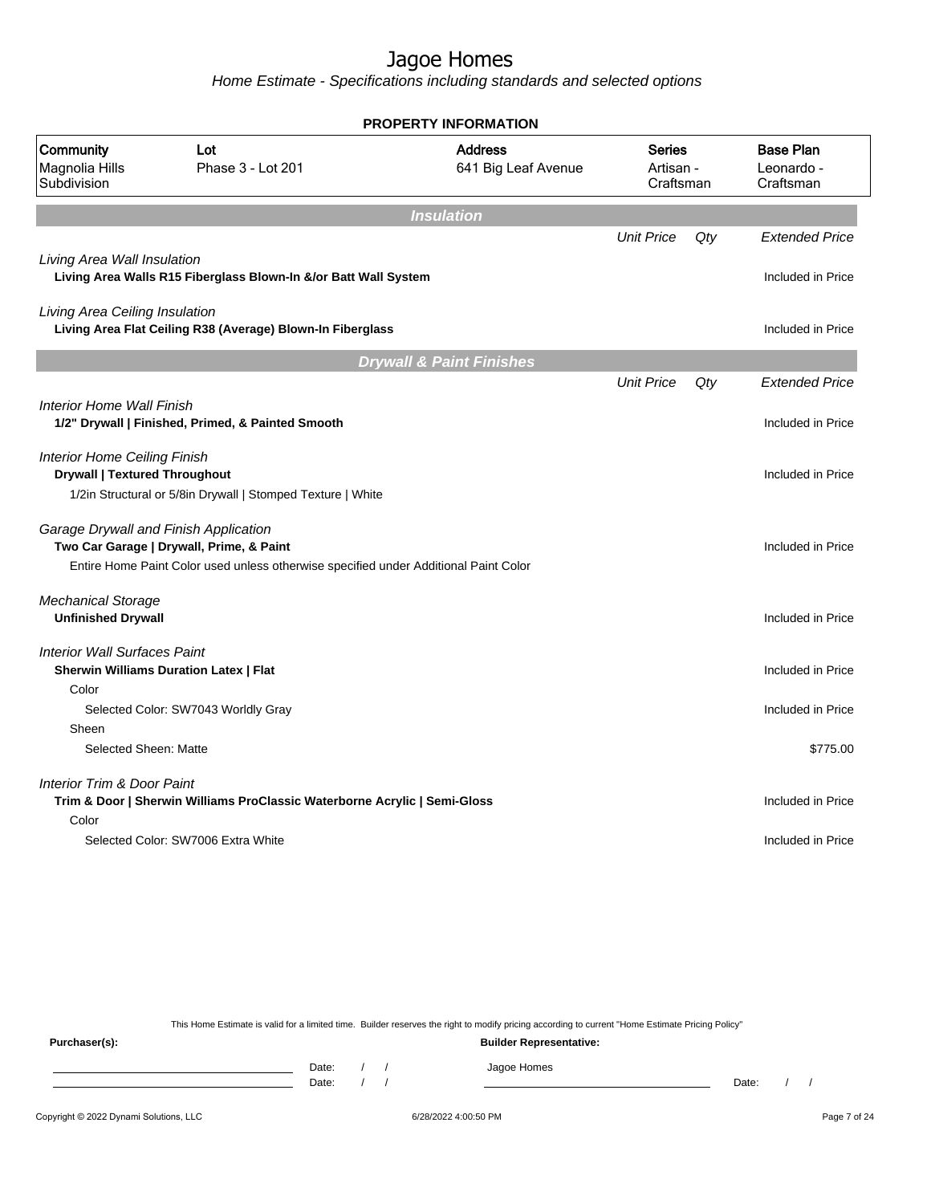# Jagoe Homes

*Home Estimate - Specifications including standards and selected options*

**PROPERTY INFORMATION**

| Community | Lot | Address | Series | Base Plan |
|---|---|---|---|---|
| Magnolia Hills Subdivision | Phase 3 - Lot 201 | 641 Big Leaf Avenue | Artisan - Craftsman | Leonardo - Craftsman |

## Insulation

| | Unit Price | Qty | Extended Price |
|---|---|---|---|
| *Living Area Wall Insulation* | | | |
| **Living Area Walls R15 Fiberglass Blown-In &/or Batt Wall System** | | | Included in Price |
| *Living Area Ceiling Insulation* | | | |
| **Living Area Flat Ceiling R38 (Average) Blown-In Fiberglass** | | | Included in Price |

## Drywall & Paint Finishes

| | Unit Price | Qty | Extended Price |
|---|---|---|---|
| *Interior Home Wall Finish* | | | |
| **1/2" Drywall \| Finished, Primed, & Painted Smooth** | | | Included in Price |
| *Interior Home Ceiling Finish* | | | |
| **Drywall \| Textured Throughout** | | | Included in Price |
| 1/2in Structural or 5/8in Drywall \| Stomped Texture \| White | | | |
| *Garage Drywall and Finish Application* | | | |
| **Two Car Garage \| Drywall, Prime, & Paint** | | | Included in Price |
| Entire Home Paint Color used unless otherwise specified under Additional Paint Color | | | |
| *Mechanical Storage* | | | |
| **Unfinished Drywall** | | | Included in Price |
| *Interior Wall Surfaces Paint* | | | |
| **Sherwin Williams Duration Latex \| Flat** | | | Included in Price |
| Color | | | |
| Selected Color: SW7043 Worldly Gray | | | Included in Price |
| Sheen | | | |
| Selected Sheen: Matte | | | $775.00 |
| *Interior Trim & Door Paint* | | | |
| **Trim & Door \| Sherwin Williams ProClassic Waterborne Acrylic \| Semi-Gloss** | | | Included in Price |
| Color | | | |
| Selected Color: SW7006 Extra White | | | Included in Price |

This Home Estimate is valid for a limited time. Builder reserves the right to modify pricing according to current "Home Estimate Pricing Policy"

**Purchaser(s):**

Date: / /

Date: / /

**Builder Representative:**

Jagoe Homes

Date: / /

Copyright © 2022 Dynami Solutions, LLC

6/28/2022 4:00:50 PM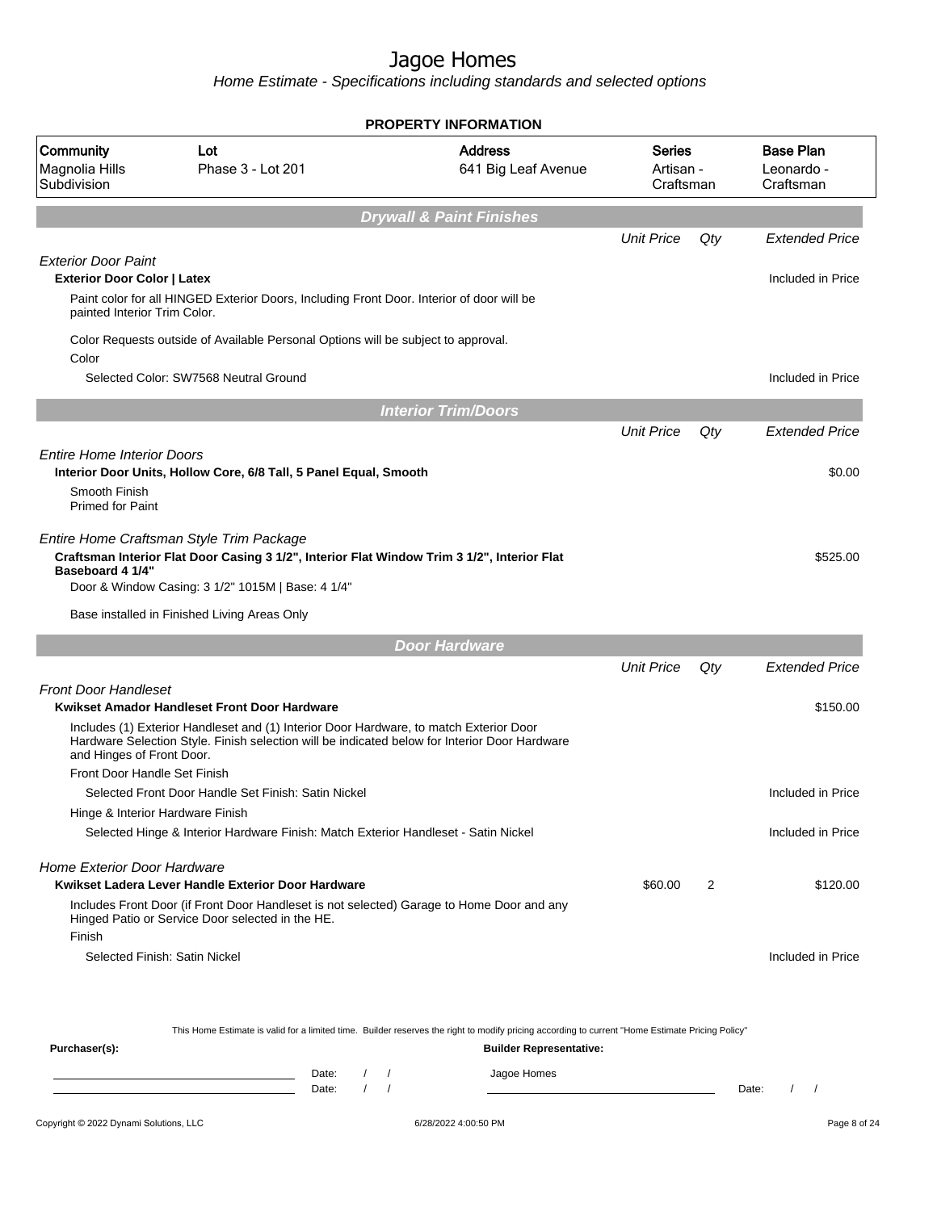# Jagoe Homes

*Home Estimate - Specifications including standards and selected options*

## PROPERTY INFORMATION

| Community | Lot | Address | Series | Base Plan |
|---|---|---|---|---|
| Magnolia Hills Subdivision | Phase 3 - Lot 201 | 641 Big Leaf Avenue | Artisan - Craftsman | Leonardo - Craftsman |

## Drywall & Paint Finishes

| | Unit Price | Qty | Extended Price |
|---|---|---|---|
| *Exterior Door Paint* | | | |
| **Exterior Door Color \| Latex** | | | Included in Price |
| Paint color for all HINGED Exterior Doors, Including Front Door. Interior of door will be painted Interior Trim Color. | | | |
| Color Requests outside of Available Personal Options will be subject to approval. | | | |
| Color | | | |
| Selected Color: SW7568 Neutral Ground | | | Included in Price |

## Interior Trim/Doors

| | Unit Price | Qty | Extended Price |
|---|---|---|---|
| *Entire Home Interior Doors* | | | |
| **Interior Door Units, Hollow Core, 6/8 Tall, 5 Panel Equal, Smooth** | | | $0.00 |
| Smooth Finish<br>Primed for Paint | | | |
| *Entire Home Craftsman Style Trim Package* | | | |
| **Craftsman Interior Flat Door Casing 3 1/2", Interior Flat Window Trim 3 1/2", Interior Flat Baseboard 4 1/4"** | | | $525.00 |
| Door & Window Casing: 3 1/2" 1015M \| Base: 4 1/4" | | | |
| Base installed in Finished Living Areas Only | | | |

## Door Hardware

| | Unit Price | Qty | Extended Price |
|---|---|---|---|
| *Front Door Handleset* | | | |
| **Kwikset Amador Handleset Front Door Hardware** | | | $150.00 |
| Includes (1) Exterior Handleset and (1) Interior Door Hardware, to match Exterior Door Hardware Selection Style. Finish selection will be indicated below for Interior Door Hardware and Hinges of Front Door. | | | |
| Front Door Handle Set Finish | | | |
| Selected Front Door Handle Set Finish: Satin Nickel | | | Included in Price |
| Hinge & Interior Hardware Finish | | | |
| Selected Hinge & Interior Hardware Finish: Match Exterior Handleset - Satin Nickel | | | Included in Price |
| *Home Exterior Door Hardware* | | | |
| **Kwikset Ladera Lever Handle Exterior Door Hardware** | $60.00 | 2 | $120.00 |
| Includes Front Door (if Front Door Handleset is not selected) Garage to Home Door and any Hinged Patio or Service Door selected in the HE. | | | |
| Finish | | | |
| Selected Finish: Satin Nickel | | | Included in Price |

This Home Estimate is valid for a limited time. Builder reserves the right to modify pricing according to current "Home Estimate Pricing Policy"

**Purchaser(s):** **Builder Representative:**

Date: / / Jagoe Homes

Date: / / Date: / /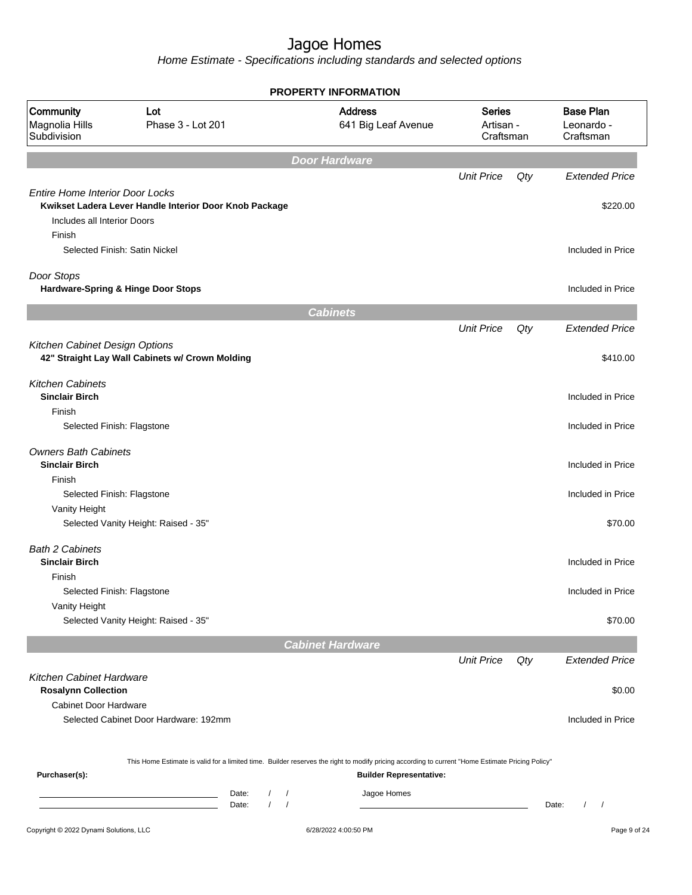# Jagoe Homes

*Home Estimate - Specifications including standards and selected options*

**PROPERTY INFORMATION**

| Community | Lot | Address | Series | Base Plan |
|---|---|---|---|---|
| Magnolia Hills Subdivision | Phase 3 - Lot 201 | 641 Big Leaf Avenue | Artisan - Craftsman | Leonardo - Craftsman |

## Door Hardware

| | Unit Price | Qty | Extended Price |
|---|---|---|---|
| *Entire Home Interior Door Locks* | | | |
| **Kwikset Ladera Lever Handle Interior Door Knob Package** | | | $220.00 |
| Includes all Interior Doors | | | |
| Finish | | | |
| Selected Finish: Satin Nickel | | | Included in Price |
| *Door Stops* | | | |
| **Hardware-Spring & Hinge Door Stops** | | | Included in Price |

## Cabinets

| | Unit Price | Qty | Extended Price |
|---|---|---|---|
| *Kitchen Cabinet Design Options* | | | |
| **42" Straight Lay Wall Cabinets w/ Crown Molding** | | | $410.00 |
| *Kitchen Cabinets* | | | |
| **Sinclair Birch** | | | Included in Price |
| Finish | | | |
| Selected Finish: Flagstone | | | Included in Price |
| *Owners Bath Cabinets* | | | |
| **Sinclair Birch** | | | Included in Price |
| Finish | | | |
| Selected Finish: Flagstone | | | Included in Price |
| Vanity Height | | | |
| Selected Vanity Height: Raised - 35" | | | $70.00 |
| *Bath 2 Cabinets* | | | |
| **Sinclair Birch** | | | Included in Price |
| Finish | | | |
| Selected Finish: Flagstone | | | Included in Price |
| Vanity Height | | | |
| Selected Vanity Height: Raised - 35" | | | $70.00 |

## Cabinet Hardware

| | Unit Price | Qty | Extended Price |
|---|---|---|---|
| *Kitchen Cabinet Hardware* | | | |
| **Rosalynn Collection** | | | $0.00 |
| Cabinet Door Hardware | | | |
| Selected Cabinet Door Hardware: 192mm | | | Included in Price |

This Home Estimate is valid for a limited time. Builder reserves the right to modify pricing according to current "Home Estimate Pricing Policy"

**Purchaser(s):**

Date: / /

Date: / /

**Builder Representative:**

Jagoe Homes

Date: / /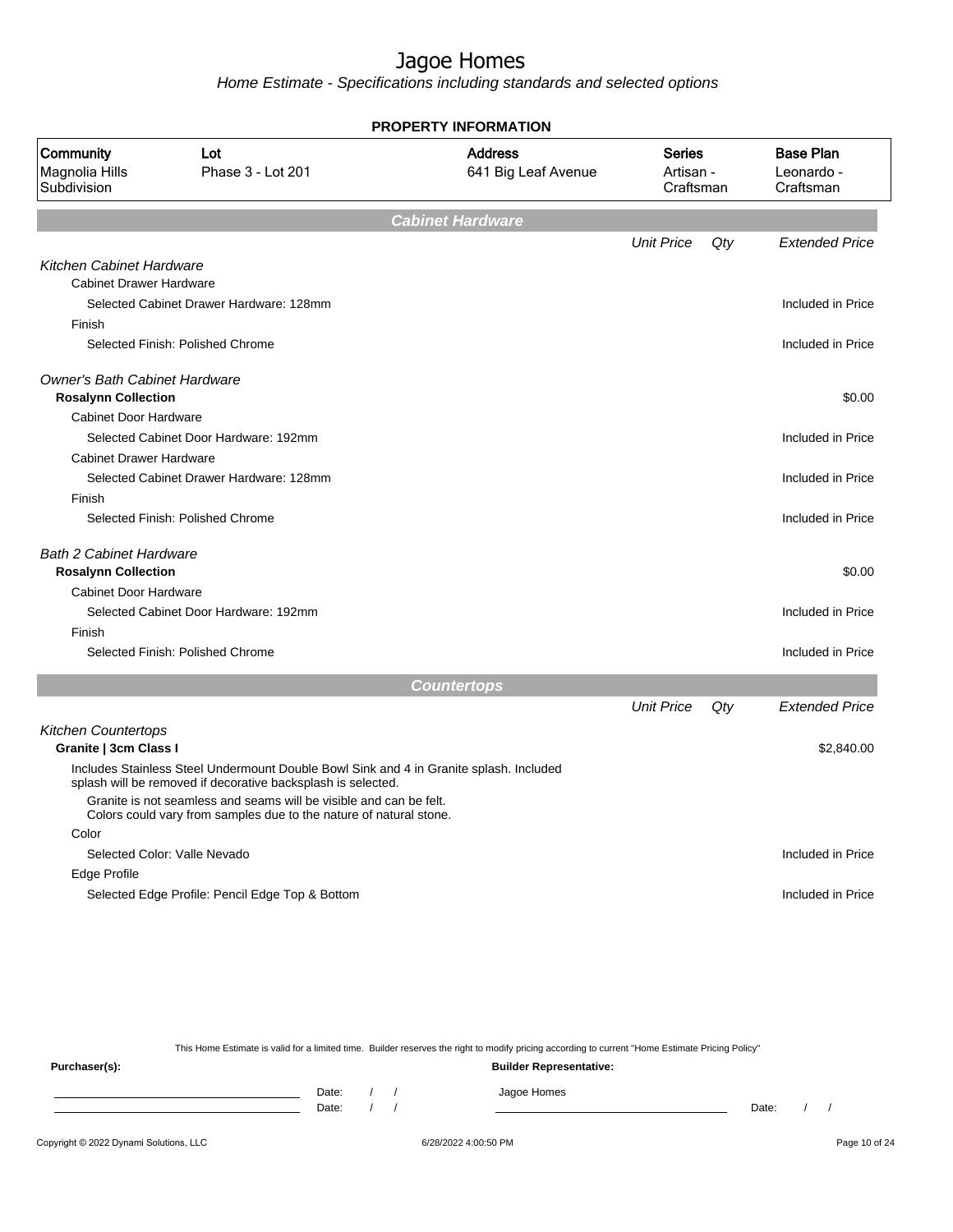# Jagoe Homes

*Home Estimate - Specifications including standards and selected options*

**PROPERTY INFORMATION**

| Community | Lot | Address | Series | Base Plan |
|---|---|---|---|---|
| Magnolia Hills Subdivision | Phase 3 - Lot 201 | 641 Big Leaf Avenue | Artisan - Craftsman | Leonardo - Craftsman |

## Cabinet Hardware

| | Unit Price | Qty | Extended Price |
|---|---|---|---|
| *Kitchen Cabinet Hardware* | | | |
| Cabinet Drawer Hardware | | | |
| Selected Cabinet Drawer Hardware: 128mm | | | Included in Price |
| Finish | | | |
| Selected Finish: Polished Chrome | | | Included in Price |
| *Owner's Bath Cabinet Hardware* | | | |
| **Rosalynn Collection** | | | $0.00 |
| Cabinet Door Hardware | | | |
| Selected Cabinet Door Hardware: 192mm | | | Included in Price |
| Cabinet Drawer Hardware | | | |
| Selected Cabinet Drawer Hardware: 128mm | | | Included in Price |
| Finish | | | |
| Selected Finish: Polished Chrome | | | Included in Price |
| *Bath 2 Cabinet Hardware* | | | |
| **Rosalynn Collection** | | | $0.00 |
| Cabinet Door Hardware | | | |
| Selected Cabinet Door Hardware: 192mm | | | Included in Price |
| Finish | | | |
| Selected Finish: Polished Chrome | | | Included in Price |

## Countertops

| | Unit Price | Qty | Extended Price |
|---|---|---|---|
| *Kitchen Countertops* | | | |
| **Granite \| 3cm Class I** | | | $2,840.00 |
| Includes Stainless Steel Undermount Double Bowl Sink and 4 in Granite splash. Included splash will be removed if decorative backsplash is selected. | | | |
| Granite is not seamless and seams will be visible and can be felt. Colors could vary from samples due to the nature of natural stone. | | | |
| Color | | | |
| Selected Color: Valle Nevado | | | Included in Price |
| Edge Profile | | | |
| Selected Edge Profile: Pencil Edge Top & Bottom | | | Included in Price |

This Home Estimate is valid for a limited time. Builder reserves the right to modify pricing according to current "Home Estimate Pricing Policy"

**Purchaser(s):** ______________________ Date: / / 
______________________ Date: / /

**Builder Representative:** Jagoe Homes ______________________ Date: / /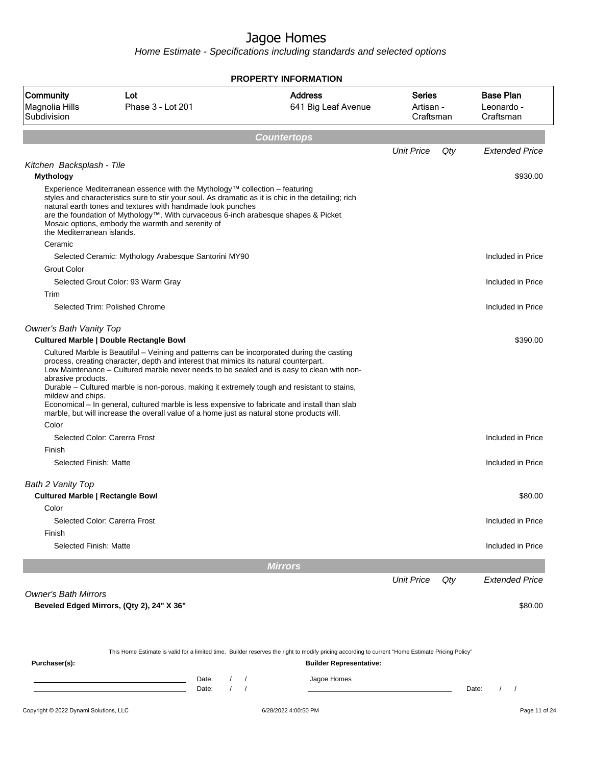# Jagoe Homes

*Home Estimate - Specifications including standards and selected options*

**PROPERTY INFORMATION**

| Community | Lot | Address | Series | Base Plan |
|---|---|---|---|---|
| Magnolia Hills Subdivision | Phase 3 - Lot 201 | 641 Big Leaf Avenue | Artisan - Craftsman | Leonardo - Craftsman |

## Countertops

| | Unit Price | Qty | Extended Price |
|---|---|---|---|
| *Kitchen Backsplash - Tile* | | | |
| **Mythology** | | | $930.00 |
| Experience Mediterranean essence with the Mythology™ collection – featuring styles and characteristics sure to stir your soul. As dramatic as it is chic in the detailing; rich natural earth tones and textures with handmade look punches are the foundation of Mythology™. With curvaceous 6-inch arabesque shapes & Picket Mosaic options, embody the warmth and serenity of the Mediterranean islands. | | | |
| Ceramic | | | |
| Selected Ceramic: Mythology Arabesque Santorini MY90 | | | Included in Price |
| Grout Color | | | |
| Selected Grout Color: 93 Warm Gray | | | Included in Price |
| Trim | | | |
| Selected Trim: Polished Chrome | | | Included in Price |
| *Owner's Bath Vanity Top* | | | |
| **Cultured Marble \| Double Rectangle Bowl** | | | $390.00 |
| Cultured Marble is Beautiful – Veining and patterns can be incorporated during the casting process, creating character, depth and interest that mimics its natural counterpart. Low Maintenance – Cultured marble never needs to be sealed and is easy to clean with non-abrasive products. Durable – Cultured marble is non-porous, making it extremely tough and resistant to stains, mildew and chips. Economical – In general, cultured marble is less expensive to fabricate and install than slab marble, but will increase the overall value of a home just as natural stone products will. | | | |
| Color | | | |
| Selected Color: Carerra Frost | | | Included in Price |
| Finish | | | |
| Selected Finish: Matte | | | Included in Price |
| *Bath 2 Vanity Top* | | | |
| **Cultured Marble \| Rectangle Bowl** | | | $80.00 |
| Color | | | |
| Selected Color: Carerra Frost | | | Included in Price |
| Finish | | | |
| Selected Finish: Matte | | | Included in Price |

## Mirrors

| | Unit Price | Qty | Extended Price |
|---|---|---|---|
| *Owner's Bath Mirrors* | | | |
| **Beveled Edged Mirrors, (Qty 2), 24" X 36"** | | | $80.00 |

This Home Estimate is valid for a limited time. Builder reserves the right to modify pricing according to current "Home Estimate Pricing Policy"

**Purchaser(s):**

Date: / /

Date: / /

**Builder Representative:**

Jagoe Homes

Date: / /

Copyright © 2022 Dynami Solutions, LLC — 6/28/2022 4:00:50 PM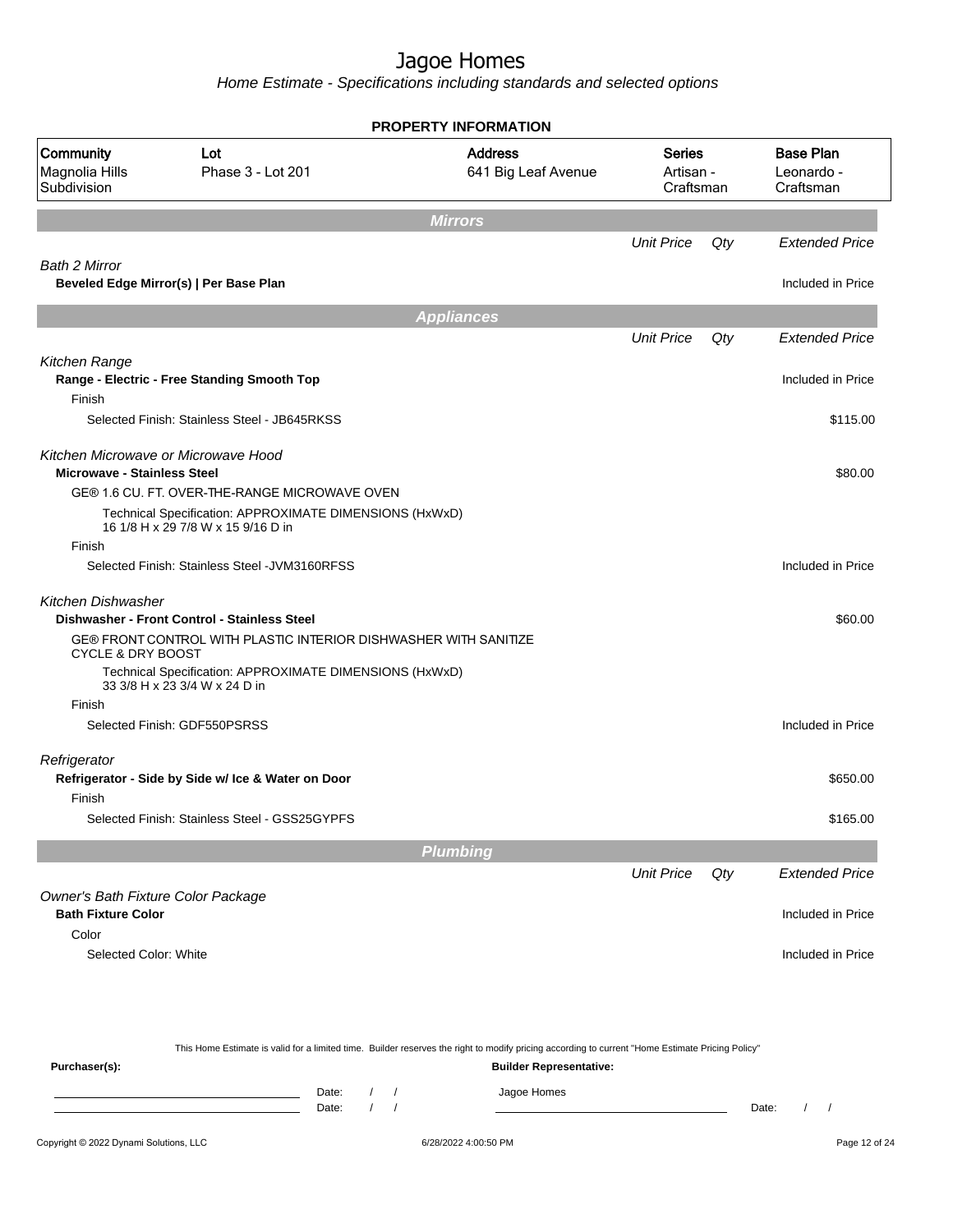# Jagoe Homes

*Home Estimate - Specifications including standards and selected options*

**PROPERTY INFORMATION**

| Community | Lot | Address | Series | Base Plan |
|---|---|---|---|---|
| Magnolia Hills Subdivision | Phase 3 - Lot 201 | 641 Big Leaf Avenue | Artisan - Craftsman | Leonardo - Craftsman |

## Mirrors

| | Unit Price | Qty | Extended Price |
|---|---|---|---|
| *Bath 2 Mirror* | | | |
| **Beveled Edge Mirror(s) \| Per Base Plan** | | | Included in Price |

## Appliances

| | Unit Price | Qty | Extended Price |
|---|---|---|---|
| *Kitchen Range* | | | |
| **Range - Electric - Free Standing Smooth Top** | | | Included in Price |
| Finish | | | |
| Selected Finish: Stainless Steel - JB645RKSS | | | $115.00 |
| *Kitchen Microwave or Microwave Hood* | | | |
| **Microwave - Stainless Steel** | | | $80.00 |
| GE® 1.6 CU. FT. OVER-THE-RANGE MICROWAVE OVEN | | | |
| Technical Specification: APPROXIMATE DIMENSIONS (HxWxD) 16 1/8 H x 29 7/8 W x 15 9/16 D in | | | |
| Finish | | | |
| Selected Finish: Stainless Steel -JVM3160RFSS | | | Included in Price |
| *Kitchen Dishwasher* | | | |
| **Dishwasher - Front Control - Stainless Steel** | | | $60.00 |
| GE® FRONT CONTROL WITH PLASTIC INTERIOR DISHWASHER WITH SANITIZE CYCLE & DRY BOOST | | | |
| Technical Specification: APPROXIMATE DIMENSIONS (HxWxD) 33 3/8 H x 23 3/4 W x 24 D in | | | |
| Finish | | | |
| Selected Finish: GDF550PSRSS | | | Included in Price |
| *Refrigerator* | | | |
| **Refrigerator - Side by Side w/ Ice & Water on Door** | | | $650.00 |
| Finish | | | |
| Selected Finish: Stainless Steel - GSS25GYPFS | | | $165.00 |

## Plumbing

| | Unit Price | Qty | Extended Price |
|---|---|---|---|
| *Owner's Bath Fixture Color Package* | | | |
| **Bath Fixture Color** | | | Included in Price |
| Color | | | |
| Selected Color: White | | | Included in Price |

This Home Estimate is valid for a limited time. Builder reserves the right to modify pricing according to current "Home Estimate Pricing Policy"

**Purchaser(s):** **Builder Representative:**

Date: / / Jagoe Homes

Date: / / Date: / /

Copyright © 2022 Dynami Solutions, LLC 6/28/2022 4:00:50 PM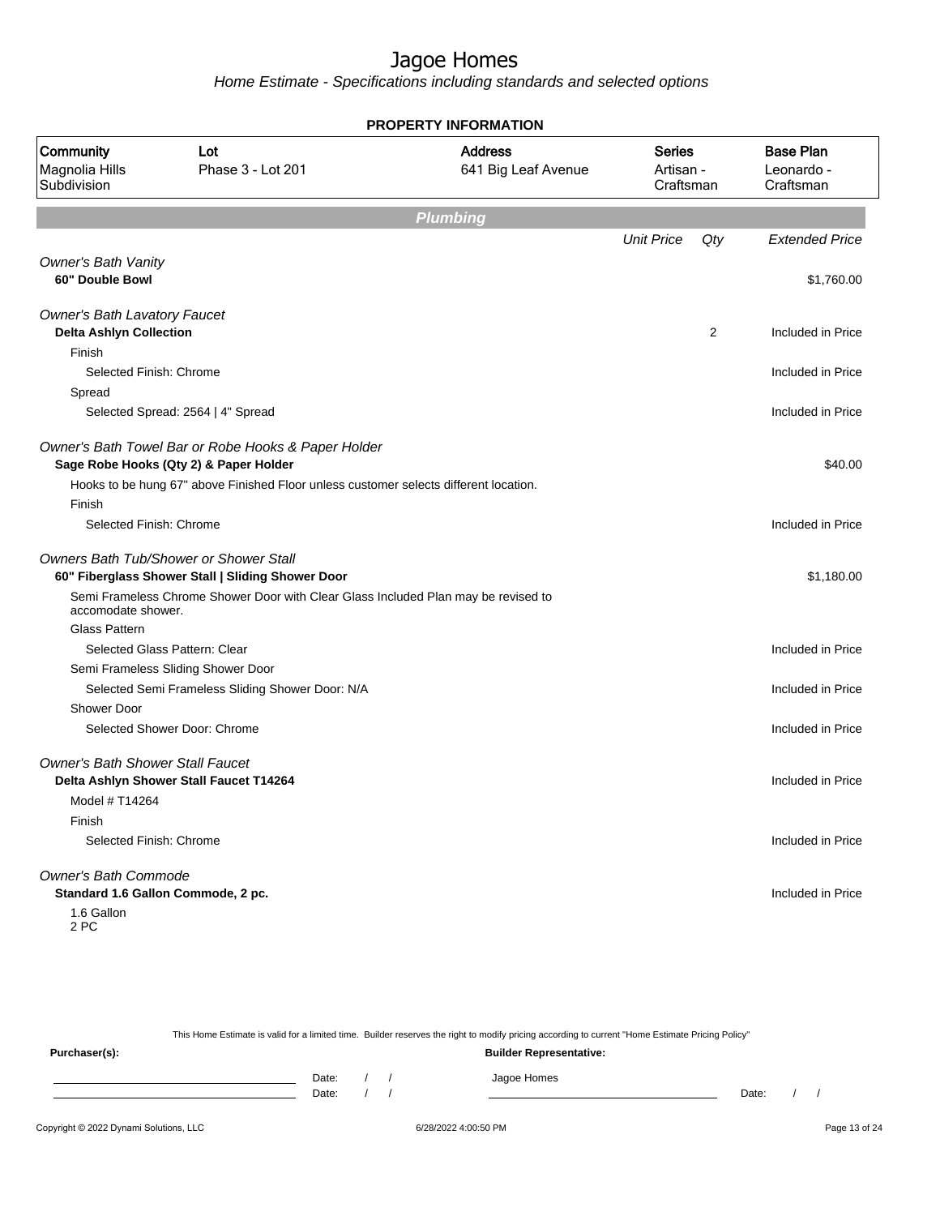# Jagoe Homes

Home Estimate - Specifications including standards and selected options

**PROPERTY INFORMATION**

| Community | Lot | Address | Series | Base Plan |
|---|---|---|---|---|
| Magnolia Hills Subdivision | Phase 3 - Lot 201 | 641 Big Leaf Avenue | Artisan - Craftsman | Leonardo - Craftsman |

## Plumbing

| | Unit Price | Qty | Extended Price |
|---|---|---|---|
| *Owner's Bath Vanity* | | | |
| **60" Double Bowl** | | | $1,760.00 |
| *Owner's Bath Lavatory Faucet* | | | |
| **Delta Ashlyn Collection** | | 2 | Included in Price |
| Finish | | | |
| Selected Finish: Chrome | | | Included in Price |
| Spread | | | |
| Selected Spread: 2564 \| 4" Spread | | | Included in Price |
| *Owner's Bath Towel Bar or Robe Hooks & Paper Holder* | | | |
| **Sage Robe Hooks (Qty 2) & Paper Holder** | | | $40.00 |
| Hooks to be hung 67" above Finished Floor unless customer selects different location. | | | |
| Finish | | | |
| Selected Finish: Chrome | | | Included in Price |
| *Owners Bath Tub/Shower or Shower Stall* | | | |
| **60" Fiberglass Shower Stall \| Sliding Shower Door** | | | $1,180.00 |
| Semi Frameless Chrome Shower Door with Clear Glass Included Plan may be revised to accomodate shower. | | | |
| Glass Pattern | | | |
| Selected Glass Pattern: Clear | | | Included in Price |
| Semi Frameless Sliding Shower Door | | | |
| Selected Semi Frameless Sliding Shower Door: N/A | | | Included in Price |
| Shower Door | | | |
| Selected Shower Door: Chrome | | | Included in Price |
| *Owner's Bath Shower Stall Faucet* | | | |
| **Delta Ashlyn Shower Stall Faucet T14264** | | | Included in Price |
| Model # T14264 | | | |
| Finish | | | |
| Selected Finish: Chrome | | | Included in Price |
| *Owner's Bath Commode* | | | |
| **Standard 1.6 Gallon Commode, 2 pc.** | | | Included in Price |
| 1.6 Gallon<br>2 PC | | | |

This Home Estimate is valid for a limited time. Builder reserves the right to modify pricing according to current "Home Estimate Pricing Policy"

**Purchaser(s):** **Builder Representative:**

Date: / / Jagoe Homes
Date: / / Date: / /

Copyright © 2022 Dynami Solutions, LLC 6/28/2022 4:00:50 PM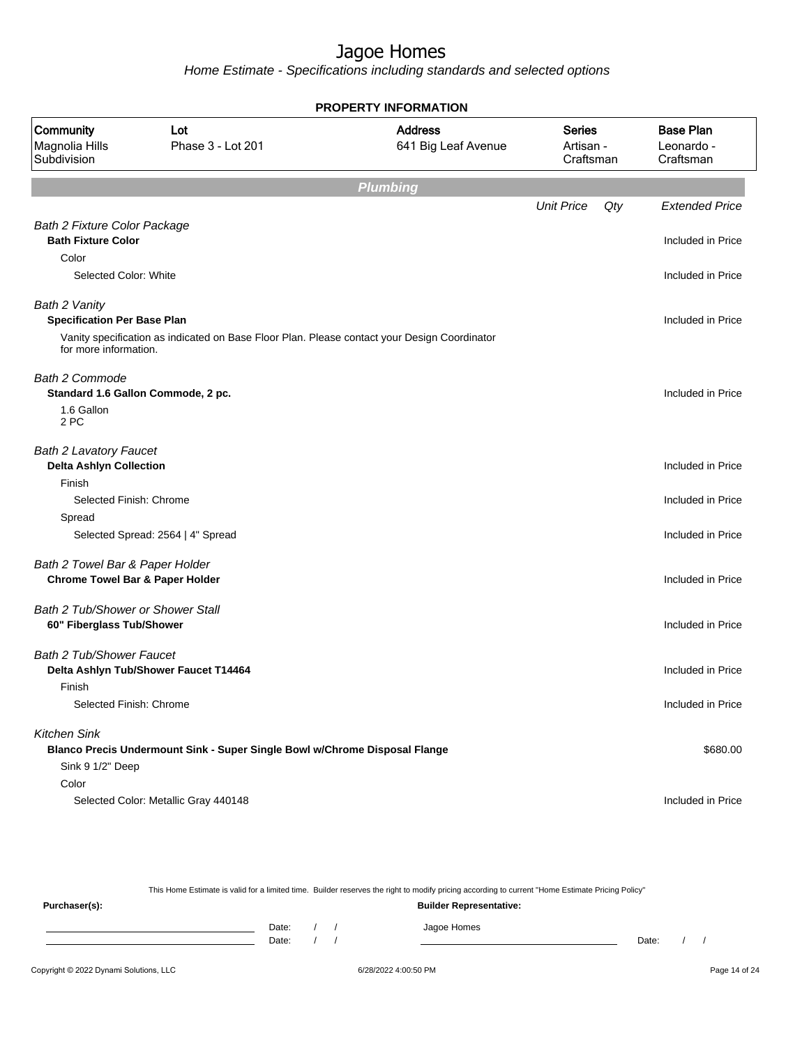# Jagoe Homes

*Home Estimate - Specifications including standards and selected options*

**PROPERTY INFORMATION**

| Community | Lot | Address | Series | Base Plan |
|---|---|---|---|---|
| Magnolia Hills Subdivision | Phase 3 - Lot 201 | 641 Big Leaf Avenue | Artisan - Craftsman | Leonardo - Craftsman |

## Plumbing

| | Unit Price | Qty | Extended Price |
|---|---|---|---|
| *Bath 2 Fixture Color Package* | | | |
| **Bath Fixture Color** | | | Included in Price |
| Color | | | |
| Selected Color: White | | | Included in Price |
| *Bath 2 Vanity* | | | |
| **Specification Per Base Plan** | | | Included in Price |
| Vanity specification as indicated on Base Floor Plan. Please contact your Design Coordinator for more information. | | | |
| *Bath 2 Commode* | | | |
| **Standard 1.6 Gallon Commode, 2 pc.** | | | Included in Price |
| 1.6 Gallon<br>2 PC | | | |
| *Bath 2 Lavatory Faucet* | | | |
| **Delta Ashlyn Collection** | | | Included in Price |
| Finish | | | |
| Selected Finish: Chrome | | | Included in Price |
| Spread | | | |
| Selected Spread: 2564 \| 4" Spread | | | Included in Price |
| *Bath 2 Towel Bar & Paper Holder* | | | |
| **Chrome Towel Bar & Paper Holder** | | | Included in Price |
| *Bath 2 Tub/Shower or Shower Stall* | | | |
| **60" Fiberglass Tub/Shower** | | | Included in Price |
| *Bath 2 Tub/Shower Faucet* | | | |
| **Delta Ashlyn Tub/Shower Faucet T14464** | | | Included in Price |
| Finish | | | |
| Selected Finish: Chrome | | | Included in Price |
| *Kitchen Sink* | | | |
| **Blanco Precis Undermount Sink - Super Single Bowl w/Chrome Disposal Flange** | | | $680.00 |
| Sink 9 1/2" Deep | | | |
| Color | | | |
| Selected Color: Metallic Gray 440148 | | | Included in Price |

This Home Estimate is valid for a limited time. Builder reserves the right to modify pricing according to current "Home Estimate Pricing Policy"

**Purchaser(s):**

Date: / /

Date: / /

**Builder Representative:**

Jagoe Homes

Date: / /

Copyright © 2022 Dynami Solutions, LLC

6/28/2022 4:00:50 PM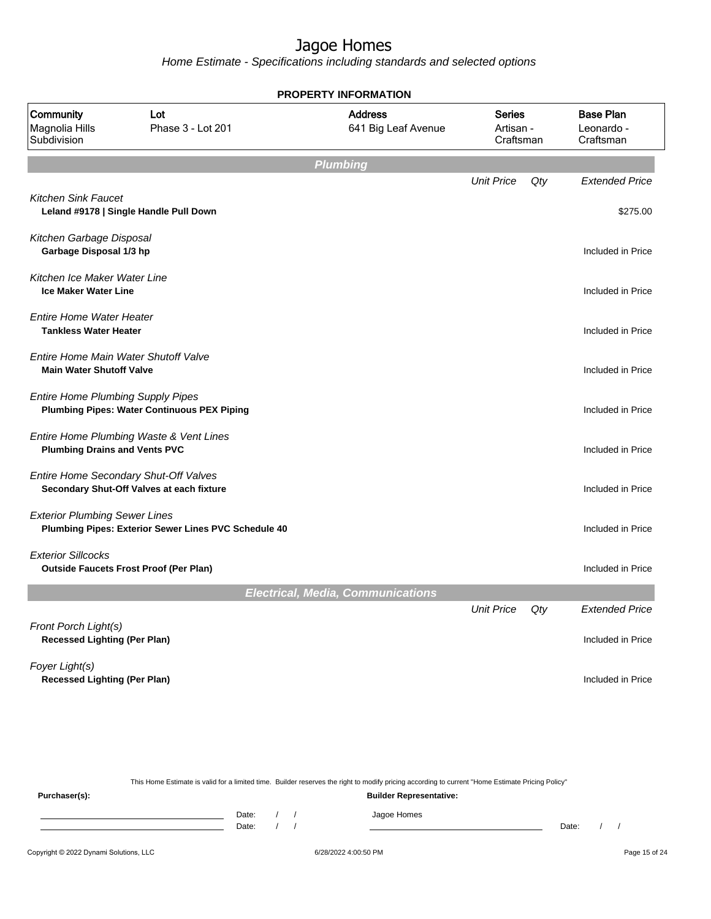# Jagoe Homes

*Home Estimate - Specifications including standards and selected options*

**PROPERTY INFORMATION**

| Community | Lot | Address | Series | Base Plan |
|---|---|---|---|---|
| Magnolia Hills Subdivision | Phase 3 - Lot 201 | 641 Big Leaf Avenue | Artisan - Craftsman | Leonardo - Craftsman |

## Plumbing

| | Unit Price | Qty | Extended Price |
|---|---|---|---|
| *Kitchen Sink Faucet* | | | |
| **Leland #9178 \| Single Handle Pull Down** | | | $275.00 |
| *Kitchen Garbage Disposal* | | | |
| **Garbage Disposal 1/3 hp** | | | Included in Price |
| *Kitchen Ice Maker Water Line* | | | |
| **Ice Maker Water Line** | | | Included in Price |
| *Entire Home Water Heater* | | | |
| **Tankless Water Heater** | | | Included in Price |
| *Entire Home Main Water Shutoff Valve* | | | |
| **Main Water Shutoff Valve** | | | Included in Price |
| *Entire Home Plumbing Supply Pipes* | | | |
| **Plumbing Pipes: Water Continuous PEX Piping** | | | Included in Price |
| *Entire Home Plumbing Waste & Vent Lines* | | | |
| **Plumbing Drains and Vents PVC** | | | Included in Price |
| *Entire Home Secondary Shut-Off Valves* | | | |
| **Secondary Shut-Off Valves at each fixture** | | | Included in Price |
| *Exterior Plumbing Sewer Lines* | | | |
| **Plumbing Pipes: Exterior Sewer Lines PVC Schedule 40** | | | Included in Price |
| *Exterior Sillcocks* | | | |
| **Outside Faucets Frost Proof (Per Plan)** | | | Included in Price |

## Electrical, Media, Communications

| | Unit Price | Qty | Extended Price |
|---|---|---|---|
| *Front Porch Light(s)* | | | |
| **Recessed Lighting (Per Plan)** | | | Included in Price |
| *Foyer Light(s)* | | | |
| **Recessed Lighting (Per Plan)** | | | Included in Price |

This Home Estimate is valid for a limited time. Builder reserves the right to modify pricing according to current "Home Estimate Pricing Policy"

**Purchaser(s):**

Date: / /

Date: / /

**Builder Representative:**

Jagoe Homes

Date: / /

Copyright © 2022 Dynami Solutions, LLC — 6/28/2022 4:00:50 PM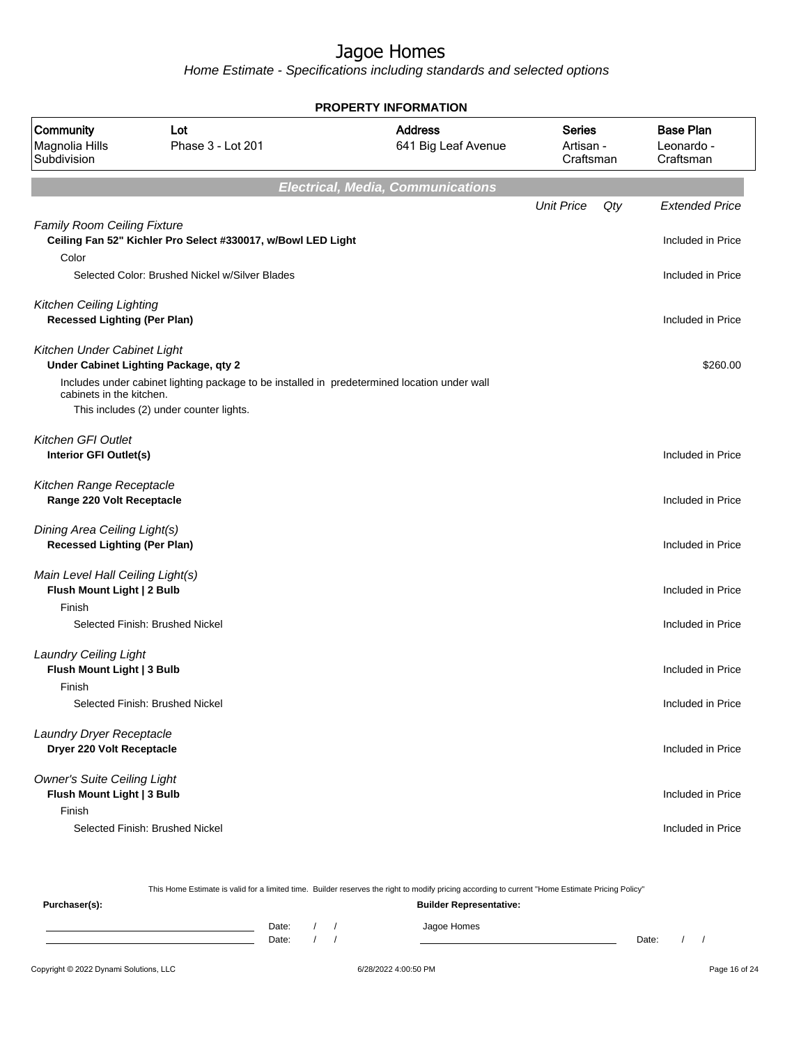# Jagoe Homes

*Home Estimate - Specifications including standards and selected options*

## PROPERTY INFORMATION

| Community | Lot | Address | Series | Base Plan |
|---|---|---|---|---|
| Magnolia Hills Subdivision | Phase 3 - Lot 201 | 641 Big Leaf Avenue | Artisan - Craftsman | Leonardo - Craftsman |

## Electrical, Media, Communications

| | Unit Price | Qty | Extended Price |
|---|---|---|---|
| *Family Room Ceiling Fixture* | | | |
| **Ceiling Fan 52" Kichler Pro Select #330017, w/Bowl LED Light** | | | Included in Price |
| Color | | | |
| Selected Color: Brushed Nickel w/Silver Blades | | | Included in Price |
| *Kitchen Ceiling Lighting* | | | |
| **Recessed Lighting (Per Plan)** | | | Included in Price |
| *Kitchen Under Cabinet Light* | | | |
| **Under Cabinet Lighting Package, qty 2** | | | $260.00 |
| Includes under cabinet lighting package to be installed in predetermined location under wall cabinets in the kitchen. This includes (2) under counter lights. | | | |
| *Kitchen GFI Outlet* | | | |
| **Interior GFI Outlet(s)** | | | Included in Price |
| *Kitchen Range Receptacle* | | | |
| **Range 220 Volt Receptacle** | | | Included in Price |
| *Dining Area Ceiling Light(s)* | | | |
| **Recessed Lighting (Per Plan)** | | | Included in Price |
| *Main Level Hall Ceiling Light(s)* | | | |
| **Flush Mount Light \| 2 Bulb** | | | Included in Price |
| Finish | | | |
| Selected Finish: Brushed Nickel | | | Included in Price |
| *Laundry Ceiling Light* | | | |
| **Flush Mount Light \| 3 Bulb** | | | Included in Price |
| Finish | | | |
| Selected Finish: Brushed Nickel | | | Included in Price |
| *Laundry Dryer Receptacle* | | | |
| **Dryer 220 Volt Receptacle** | | | Included in Price |
| *Owner's Suite Ceiling Light* | | | |
| **Flush Mount Light \| 3 Bulb** | | | Included in Price |
| Finish | | | |
| Selected Finish: Brushed Nickel | | | Included in Price |

This Home Estimate is valid for a limited time. Builder reserves the right to modify pricing according to current "Home Estimate Pricing Policy"

**Purchaser(s):**

Date: / /

Date: / /

**Builder Representative:**

Jagoe Homes

Date: / /

Copyright © 2022 Dynami Solutions, LLC — 6/28/2022 4:00:50 PM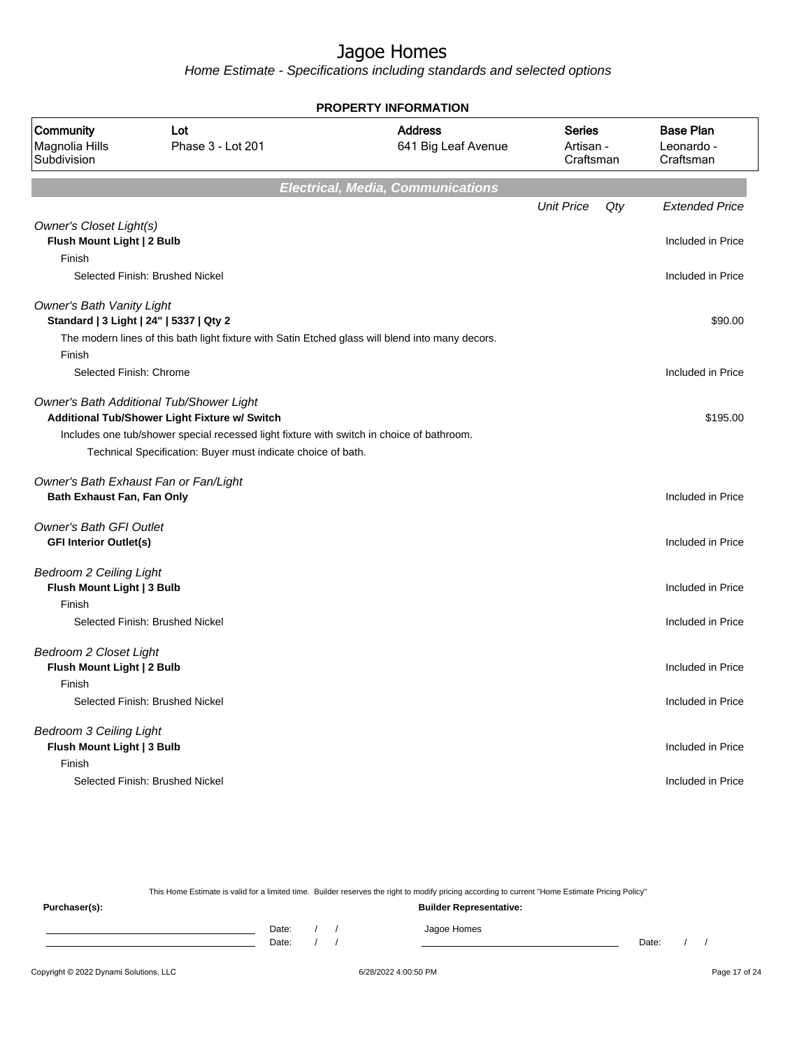# Jagoe Homes

*Home Estimate - Specifications including standards and selected options*

**PROPERTY INFORMATION**

| Community | Lot | Address | Series | Base Plan |
|---|---|---|---|---|
| Magnolia Hills Subdivision | Phase 3 - Lot 201 | 641 Big Leaf Avenue | Artisan - Craftsman | Leonardo - Craftsman |

## *Electrical, Media, Communications*

| | Unit Price | Qty | Extended Price |
|---|---|---|---|
| *Owner's Closet Light(s)* | | | |
| **Flush Mount Light \| 2 Bulb** | | | Included in Price |
| Finish | | | |
| Selected Finish: Brushed Nickel | | | Included in Price |
| *Owner's Bath Vanity Light* | | | |
| **Standard \| 3 Light \| 24" \| 5337 \| Qty 2** | | | $90.00 |
| The modern lines of this bath light fixture with Satin Etched glass will blend into many decors. | | | |
| Finish | | | |
| Selected Finish: Chrome | | | Included in Price |
| *Owner's Bath Additional Tub/Shower Light* | | | |
| **Additional Tub/Shower Light Fixture w/ Switch** | | | $195.00 |
| Includes one tub/shower special recessed light fixture with switch in choice of bathroom. | | | |
| Technical Specification: Buyer must indicate choice of bath. | | | |
| *Owner's Bath Exhaust Fan or Fan/Light* | | | |
| **Bath Exhaust Fan, Fan Only** | | | Included in Price |
| *Owner's Bath GFI Outlet* | | | |
| **GFI Interior Outlet(s)** | | | Included in Price |
| *Bedroom 2 Ceiling Light* | | | |
| **Flush Mount Light \| 3 Bulb** | | | Included in Price |
| Finish | | | |
| Selected Finish: Brushed Nickel | | | Included in Price |
| *Bedroom 2 Closet Light* | | | |
| **Flush Mount Light \| 2 Bulb** | | | Included in Price |
| Finish | | | |
| Selected Finish: Brushed Nickel | | | Included in Price |
| *Bedroom 3 Ceiling Light* | | | |
| **Flush Mount Light \| 3 Bulb** | | | Included in Price |
| Finish | | | |
| Selected Finish: Brushed Nickel | | | Included in Price |

This Home Estimate is valid for a limited time. Builder reserves the right to modify pricing according to current "Home Estimate Pricing Policy"

**Purchaser(s):**

Date: / /

Date: / /

**Builder Representative:**

Jagoe Homes

Date: / /

Copyright © 2022 Dynami Solutions, LLC — 6/28/2022 4:00:50 PM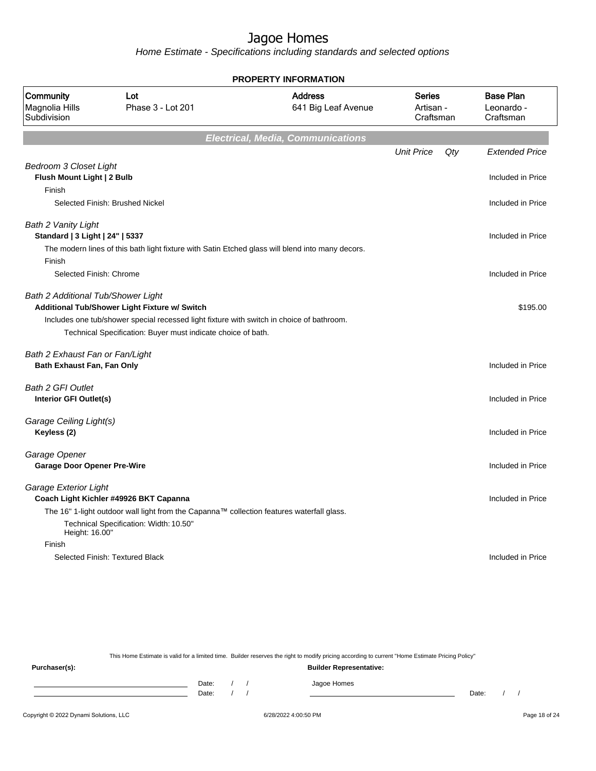# Jagoe Homes

Home Estimate - Specifications including standards and selected options

## PROPERTY INFORMATION

| Community | Lot | Address | Series | Base Plan |
|---|---|---|---|---|
| Magnolia Hills Subdivision | Phase 3 - Lot 201 | 641 Big Leaf Avenue | Artisan - Craftsman | Leonardo - Craftsman |

## Electrical, Media, Communications

| | Unit Price | Qty | Extended Price |
|---|---|---|---|
| *Bedroom 3 Closet Light* | | | |
| **Flush Mount Light \| 2 Bulb** | | | Included in Price |
| Finish | | | |
| Selected Finish: Brushed Nickel | | | Included in Price |
| *Bath 2 Vanity Light* | | | |
| **Standard \| 3 Light \| 24" \| 5337** | | | Included in Price |
| The modern lines of this bath light fixture with Satin Etched glass will blend into many decors. | | | |
| Finish | | | |
| Selected Finish: Chrome | | | Included in Price |
| *Bath 2 Additional Tub/Shower Light* | | | |
| **Additional Tub/Shower Light Fixture w/ Switch** | | | $195.00 |
| Includes one tub/shower special recessed light fixture with switch in choice of bathroom. | | | |
| Technical Specification: Buyer must indicate choice of bath. | | | |
| *Bath 2 Exhaust Fan or Fan/Light* | | | |
| **Bath Exhaust Fan, Fan Only** | | | Included in Price |
| *Bath 2 GFI Outlet* | | | |
| **Interior GFI Outlet(s)** | | | Included in Price |
| *Garage Ceiling Light(s)* | | | |
| **Keyless (2)** | | | Included in Price |
| *Garage Opener* | | | |
| **Garage Door Opener Pre-Wire** | | | Included in Price |
| *Garage Exterior Light* | | | |
| **Coach Light Kichler #49926 BKT Capanna** | | | Included in Price |
| The 16" 1-light outdoor wall light from the Capanna™ collection features waterfall glass. | | | |
| Technical Specification: Width: 10.50" Height: 16.00" | | | |
| Finish | | | |
| Selected Finish: Textured Black | | | Included in Price |

This Home Estimate is valid for a limited time. Builder reserves the right to modify pricing according to current "Home Estimate Pricing Policy"

**Purchaser(s):**

Date: / /

Date: / /

**Builder Representative:**

Jagoe Homes

Date: / /

Copyright © 2022 Dynami Solutions, LLC — 6/28/2022 4:00:50 PM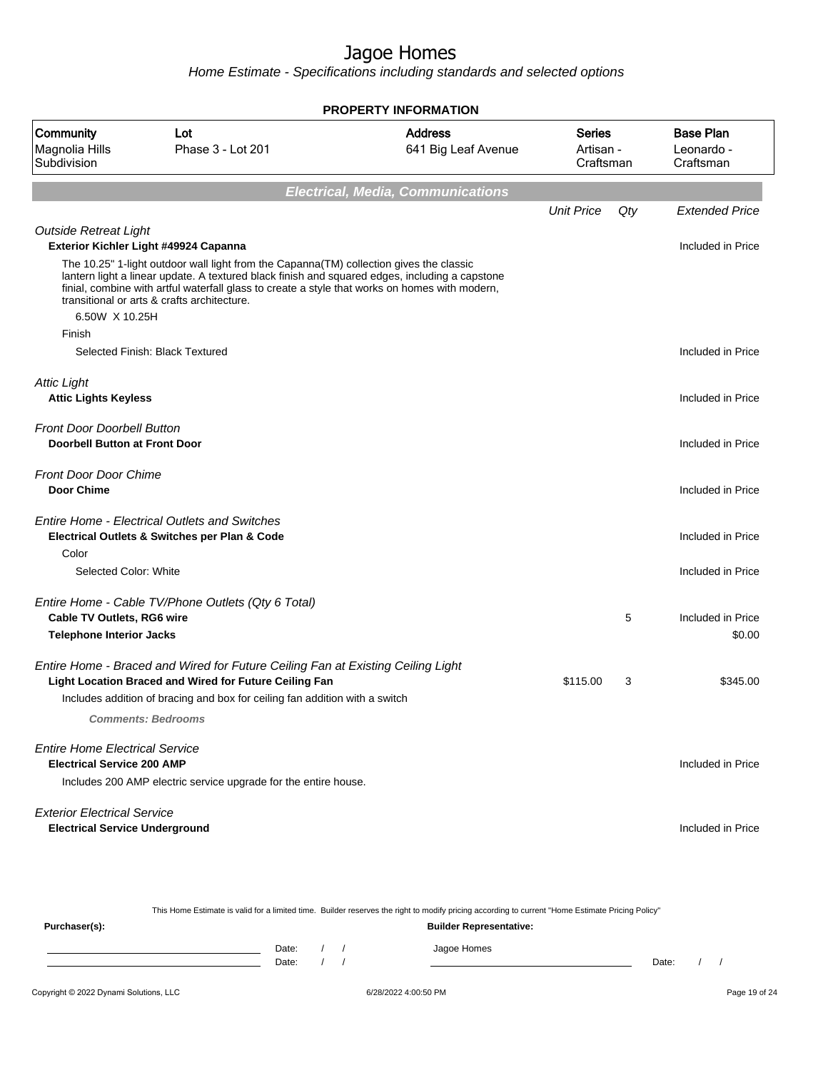# Jagoe Homes

*Home Estimate - Specifications including standards and selected options*

**PROPERTY INFORMATION**

| Community | Lot | Address | Series | Base Plan |
|---|---|---|---|---|
| Magnolia Hills Subdivision | Phase 3 - Lot 201 | 641 Big Leaf Avenue | Artisan - Craftsman | Leonardo - Craftsman |

## Electrical, Media, Communications

| | Unit Price | Qty | Extended Price |
|---|---|---|---|
| *Outside Retreat Light* | | | |
| **Exterior Kichler Light #49924 Capanna** | | | Included in Price |
| The 10.25" 1-light outdoor wall light from the Capanna(TM) collection gives the classic lantern light a linear update. A textured black finish and squared edges, including a capstone finial, combine with artful waterfall glass to create a style that works on homes with modern, transitional or arts & crafts architecture. | | | |
| 6.50W X 10.25H | | | |
| Finish | | | |
| Selected Finish: Black Textured | | | Included in Price |
| *Attic Light* | | | |
| **Attic Lights Keyless** | | | Included in Price |
| *Front Door Doorbell Button* | | | |
| **Doorbell Button at Front Door** | | | Included in Price |
| *Front Door Door Chime* | | | |
| **Door Chime** | | | Included in Price |
| *Entire Home - Electrical Outlets and Switches* | | | |
| **Electrical Outlets & Switches per Plan & Code** | | | Included in Price |
| Color | | | |
| Selected Color: White | | | Included in Price |
| *Entire Home - Cable TV/Phone Outlets (Qty 6 Total)* | | | |
| **Cable TV Outlets, RG6 wire** | | 5 | Included in Price |
| **Telephone Interior Jacks** | | | $0.00 |
| *Entire Home - Braced and Wired for Future Ceiling Fan at Existing Ceiling Light* | | | |
| **Light Location Braced and Wired for Future Ceiling Fan** | $115.00 | 3 | $345.00 |
| Includes addition of bracing and box for ceiling fan addition with a switch | | | |
| ***Comments: Bedrooms*** | | | |
| *Entire Home Electrical Service* | | | |
| **Electrical Service 200 AMP** | | | Included in Price |
| Includes 200 AMP electric service upgrade for the entire house. | | | |
| *Exterior Electrical Service* | | | |
| **Electrical Service Underground** | | | Included in Price |

This Home Estimate is valid for a limited time. Builder reserves the right to modify pricing according to current "Home Estimate Pricing Policy"

**Purchaser(s):**

Date: / /

Date: / /

**Builder Representative:**

Jagoe Homes

Date: / /

Copyright © 2022 Dynami Solutions, LLC 6/28/2022 4:00:50 PM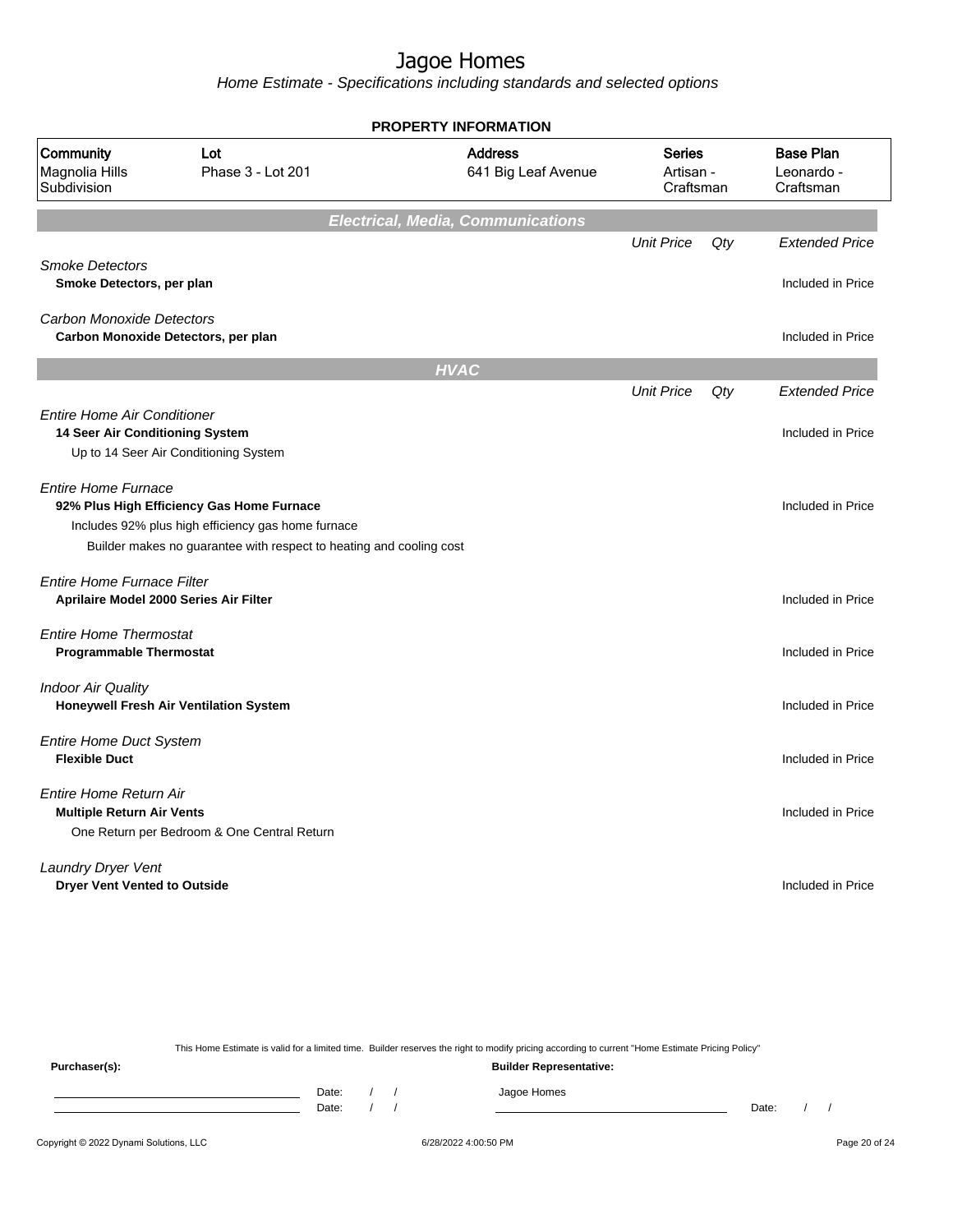# Jagoe Homes

*Home Estimate - Specifications including standards and selected options*

**PROPERTY INFORMATION**

| Community | Lot | Address | Series | Base Plan |
|---|---|---|---|---|
| Magnolia Hills Subdivision | Phase 3 - Lot 201 | 641 Big Leaf Avenue | Artisan - Craftsman | Leonardo - Craftsman |

## Electrical, Media, Communications

| | Unit Price | Qty | Extended Price |
|---|---|---|---|
| *Smoke Detectors* | | | |
| **Smoke Detectors, per plan** | | | Included in Price |
| *Carbon Monoxide Detectors* | | | |
| **Carbon Monoxide Detectors, per plan** | | | Included in Price |

## HVAC

| | Unit Price | Qty | Extended Price |
|---|---|---|---|
| *Entire Home Air Conditioner* | | | |
| **14 Seer Air Conditioning System** | | | Included in Price |
| Up to 14 Seer Air Conditioning System | | | |
| *Entire Home Furnace* | | | |
| **92% Plus High Efficiency Gas Home Furnace** | | | Included in Price |
| Includes 92% plus high efficiency gas home furnace | | | |
| Builder makes no guarantee with respect to heating and cooling cost | | | |
| *Entire Home Furnace Filter* | | | |
| **Aprilaire Model 2000 Series Air Filter** | | | Included in Price |
| *Entire Home Thermostat* | | | |
| **Programmable Thermostat** | | | Included in Price |
| *Indoor Air Quality* | | | |
| **Honeywell Fresh Air Ventilation System** | | | Included in Price |
| *Entire Home Duct System* | | | |
| **Flexible Duct** | | | Included in Price |
| *Entire Home Return Air* | | | |
| **Multiple Return Air Vents** | | | Included in Price |
| One Return per Bedroom & One Central Return | | | |
| *Laundry Dryer Vent* | | | |
| **Dryer Vent Vented to Outside** | | | Included in Price |

This Home Estimate is valid for a limited time. Builder reserves the right to modify pricing according to current "Home Estimate Pricing Policy"

**Purchaser(s):** &nbsp;&nbsp;&nbsp;&nbsp; **Builder Representative:**

______________________ Date: / /

______________________ Date: / / &nbsp;&nbsp;&nbsp;&nbsp; Jagoe Homes ______________________ Date: / /

Copyright © 2022 Dynami Solutions, LLC &nbsp;&nbsp;&nbsp;&nbsp; 6/28/2022 4:00:50 PM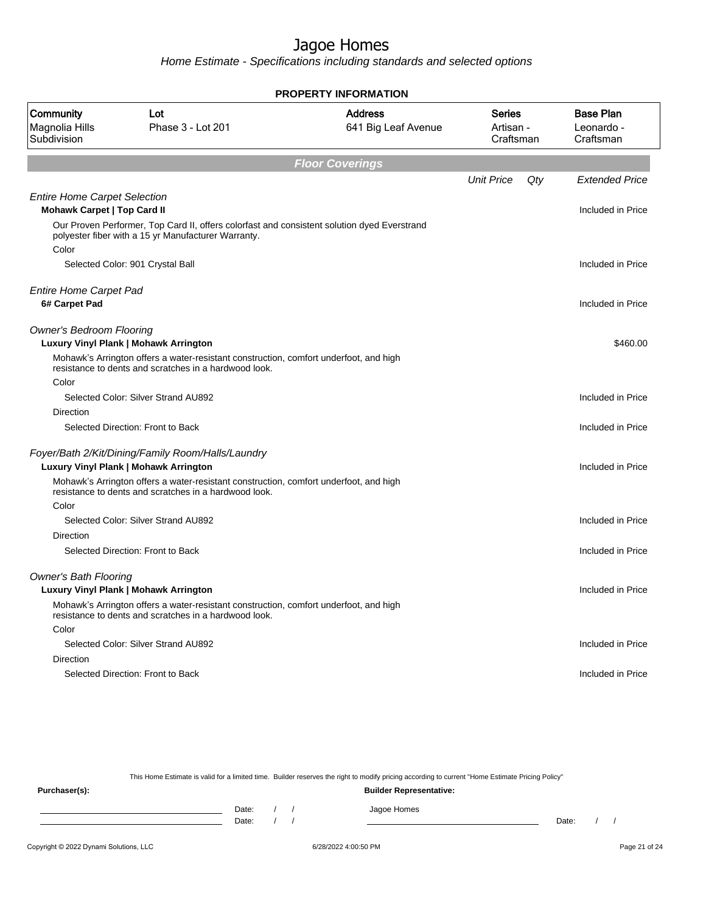# Jagoe Homes

*Home Estimate - Specifications including standards and selected options*

**PROPERTY INFORMATION**

| Community | Lot | Address | Series | Base Plan |
|---|---|---|---|---|
| Magnolia Hills Subdivision | Phase 3 - Lot 201 | 641 Big Leaf Avenue | Artisan - Craftsman | Leonardo - Craftsman |

## Floor Coverings

| | Unit Price | Qty | Extended Price |
|---|---|---|---|
| *Entire Home Carpet Selection* | | | |
| **Mohawk Carpet \| Top Card II** | | | Included in Price |
| Our Proven Performer, Top Card II, offers colorfast and consistent solution dyed Everstrand polyester fiber with a 15 yr Manufacturer Warranty. | | | |
| Color | | | |
| Selected Color: 901 Crystal Ball | | | Included in Price |
| *Entire Home Carpet Pad* | | | |
| **6# Carpet Pad** | | | Included in Price |
| *Owner's Bedroom Flooring* | | | |
| **Luxury Vinyl Plank \| Mohawk Arrington** | | | $460.00 |
| Mohawk's Arrington offers a water-resistant construction, comfort underfoot, and high resistance to dents and scratches in a hardwood look. | | | |
| Color | | | |
| Selected Color: Silver Strand AU892 | | | Included in Price |
| Direction | | | |
| Selected Direction: Front to Back | | | Included in Price |
| *Foyer/Bath 2/Kit/Dining/Family Room/Halls/Laundry* | | | |
| **Luxury Vinyl Plank \| Mohawk Arrington** | | | Included in Price |
| Mohawk's Arrington offers a water-resistant construction, comfort underfoot, and high resistance to dents and scratches in a hardwood look. | | | |
| Color | | | |
| Selected Color: Silver Strand AU892 | | | Included in Price |
| Direction | | | |
| Selected Direction: Front to Back | | | Included in Price |
| *Owner's Bath Flooring* | | | |
| **Luxury Vinyl Plank \| Mohawk Arrington** | | | Included in Price |
| Mohawk's Arrington offers a water-resistant construction, comfort underfoot, and high resistance to dents and scratches in a hardwood look. | | | |
| Color | | | |
| Selected Color: Silver Strand AU892 | | | Included in Price |
| Direction | | | |
| Selected Direction: Front to Back | | | Included in Price |

This Home Estimate is valid for a limited time. Builder reserves the right to modify pricing according to current "Home Estimate Pricing Policy"

**Purchaser(s):**

Date: / /

Date: / /

**Builder Representative:**

Jagoe Homes

Date: / /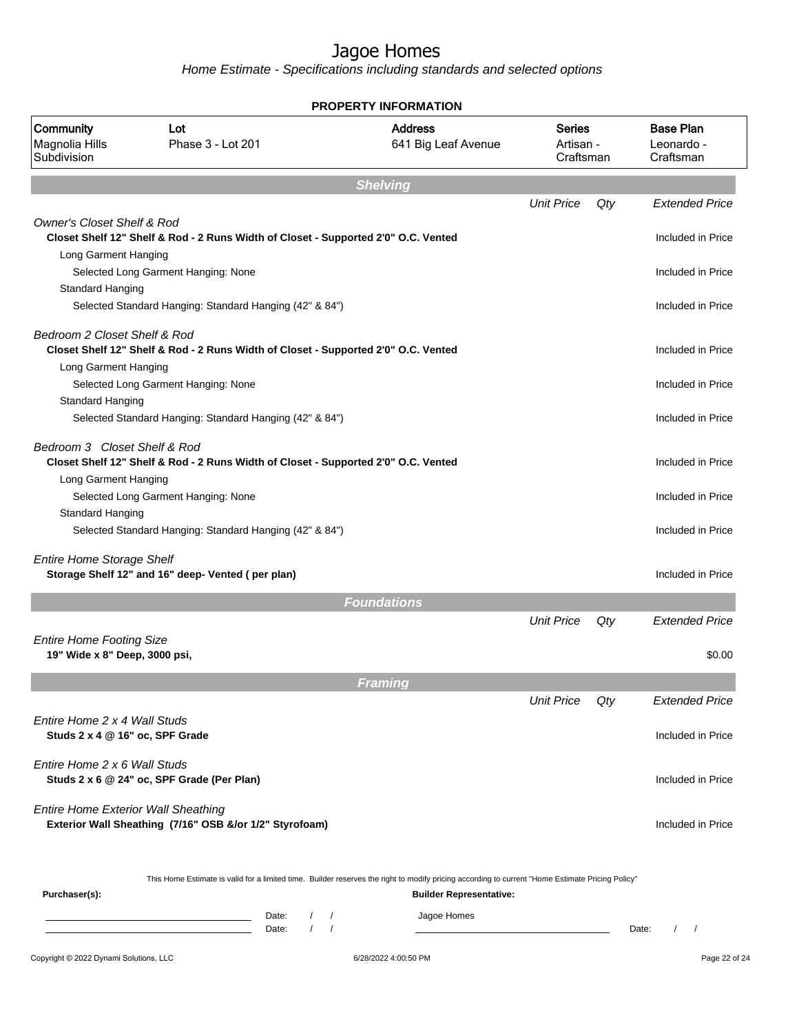# Jagoe Homes

*Home Estimate - Specifications including standards and selected options*

## PROPERTY INFORMATION

| Community | Lot | Address | Series | Base Plan |
|---|---|---|---|---|
| Magnolia Hills Subdivision | Phase 3 - Lot 201 | 641 Big Leaf Avenue | Artisan - Craftsman | Leonardo - Craftsman |

## Shelving

| | Unit Price | Qty | Extended Price |
|---|---|---|---|
| *Owner's Closet Shelf & Rod* | | | |
| **Closet Shelf 12" Shelf & Rod - 2 Runs Width of Closet - Supported 2'0" O.C. Vented** | | | Included in Price |
| Long Garment Hanging | | | |
| Selected Long Garment Hanging: None | | | Included in Price |
| Standard Hanging | | | |
| Selected Standard Hanging: Standard Hanging (42" & 84") | | | Included in Price |
| *Bedroom 2 Closet Shelf & Rod* | | | |
| **Closet Shelf 12" Shelf & Rod - 2 Runs Width of Closet - Supported 2'0" O.C. Vented** | | | Included in Price |
| Long Garment Hanging | | | |
| Selected Long Garment Hanging: None | | | Included in Price |
| Standard Hanging | | | |
| Selected Standard Hanging: Standard Hanging (42" & 84") | | | Included in Price |
| *Bedroom 3 Closet Shelf & Rod* | | | |
| **Closet Shelf 12" Shelf & Rod - 2 Runs Width of Closet - Supported 2'0" O.C. Vented** | | | Included in Price |
| Long Garment Hanging | | | |
| Selected Long Garment Hanging: None | | | Included in Price |
| Standard Hanging | | | |
| Selected Standard Hanging: Standard Hanging (42" & 84") | | | Included in Price |
| *Entire Home Storage Shelf* | | | |
| **Storage Shelf 12" and 16" deep- Vented ( per plan)** | | | Included in Price |

## Foundations

| | Unit Price | Qty | Extended Price |
|---|---|---|---|
| *Entire Home Footing Size* | | | |
| **19" Wide x 8" Deep, 3000 psi,** | | | $0.00 |

## Framing

| | Unit Price | Qty | Extended Price |
|---|---|---|---|
| *Entire Home 2 x 4 Wall Studs* | | | |
| **Studs 2 x 4 @ 16" oc, SPF Grade** | | | Included in Price |
| *Entire Home 2 x 6 Wall Studs* | | | |
| **Studs 2 x 6 @ 24" oc, SPF Grade (Per Plan)** | | | Included in Price |
| *Entire Home Exterior Wall Sheathing* | | | |
| **Exterior Wall Sheathing (7/16" OSB &/or 1/2" Styrofoam)** | | | Included in Price |

This Home Estimate is valid for a limited time. Builder reserves the right to modify pricing according to current "Home Estimate Pricing Policy"

**Purchaser(s):**

Date: / /

Date: / /

**Builder Representative:**

Jagoe Homes

Date: / /

Copyright © 2022 Dynami Solutions, LLC — 6/28/2022 4:00:50 PM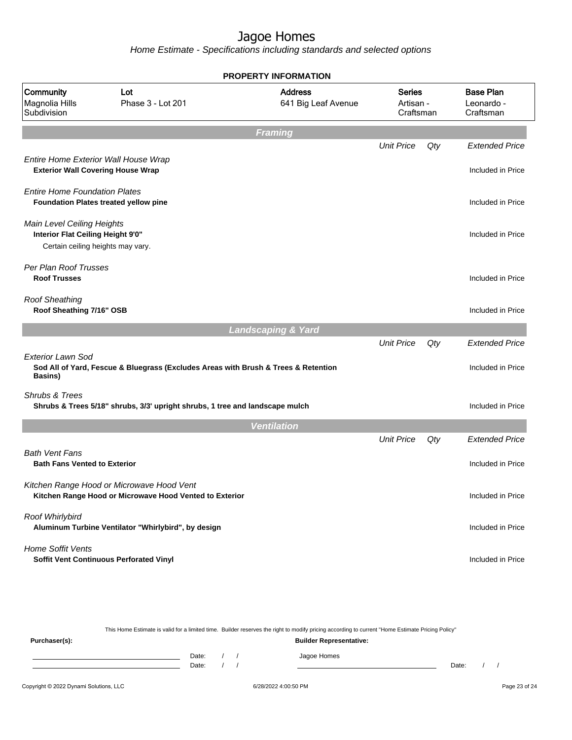# Jagoe Homes

Home Estimate - Specifications including standards and selected options

## PROPERTY INFORMATION

| Community | Lot | Address | Series | Base Plan |
|---|---|---|---|---|
| Magnolia Hills Subdivision | Phase 3 - Lot 201 | 641 Big Leaf Avenue | Artisan - Craftsman | Leonardo - Craftsman |

## Framing

| | Unit Price | Qty | Extended Price |
|---|---|---|---|
| *Entire Home Exterior Wall House Wrap*<br>**Exterior Wall Covering House Wrap** | | | Included in Price |
| *Entire Home Foundation Plates*<br>**Foundation Plates treated yellow pine** | | | Included in Price |
| *Main Level Ceiling Heights*<br>**Interior Flat Ceiling Height 9'0"**<br>Certain ceiling heights may vary. | | | Included in Price |
| *Per Plan Roof Trusses*<br>**Roof Trusses** | | | Included in Price |
| *Roof Sheathing*<br>**Roof Sheathing 7/16" OSB** | | | Included in Price |

## Landscaping & Yard

| | Unit Price | Qty | Extended Price |
|---|---|---|---|
| *Exterior Lawn Sod*<br>**Sod All of Yard, Fescue & Bluegrass (Excludes Areas with Brush & Trees & Retention Basins)** | | | Included in Price |
| *Shrubs & Trees*<br>**Shrubs & Trees 5/18" shrubs, 3/3' upright shrubs, 1 tree and landscape mulch** | | | Included in Price |

## Ventilation

| | Unit Price | Qty | Extended Price |
|---|---|---|---|
| *Bath Vent Fans*<br>**Bath Fans Vented to Exterior** | | | Included in Price |
| *Kitchen Range Hood or Microwave Hood Vent*<br>**Kitchen Range Hood or Microwave Hood Vented to Exterior** | | | Included in Price |
| *Roof Whirlybird*<br>**Aluminum Turbine Ventilator "Whirlybird", by design** | | | Included in Price |
| *Home Soffit Vents*<br>**Soffit Vent Continuous Perforated Vinyl** | | | Included in Price |

This Home Estimate is valid for a limited time. Builder reserves the right to modify pricing according to current "Home Estimate Pricing Policy"

**Purchaser(s):**

Date: / /

Date: / /

**Builder Representative:**

Jagoe Homes

Date: / /

Copyright © 2022 Dynami Solutions, LLC — 6/28/2022 4:00:50 PM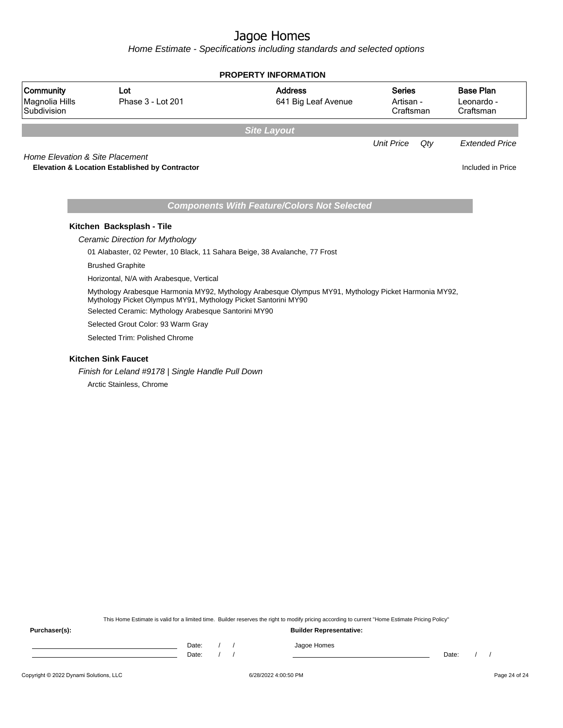# Jagoe Homes

*Home Estimate - Specifications including standards and selected options*

**PROPERTY INFORMATION**

| Community | Lot | Address | Series | Base Plan |
|---|---|---|---|---|
| Magnolia Hills Subdivision | Phase 3 - Lot 201 | 641 Big Leaf Avenue | Artisan - Craftsman | Leonardo - Craftsman |

**Site Layout**

| | Unit Price | Qty | Extended Price |
|---|---|---|---|
| *Home Elevation & Site Placement* | | | |
| **Elevation & Location Established by Contractor** | | | Included in Price |

**Components With Feature/Colors Not Selected**

**Kitchen Backsplash - Tile**

*Ceramic Direction for Mythology*

01 Alabaster, 02 Pewter, 10 Black, 11 Sahara Beige, 38 Avalanche, 77 Frost

Brushed Graphite

Horizontal, N/A with Arabesque, Vertical

Mythology Arabesque Harmonia MY92, Mythology Arabesque Olympus MY91, Mythology Picket Harmonia MY92, Mythology Picket Olympus MY91, Mythology Picket Santorini MY90

Selected Ceramic: Mythology Arabesque Santorini MY90

Selected Grout Color: 93 Warm Gray

Selected Trim: Polished Chrome

**Kitchen Sink Faucet**

*Finish for Leland #9178 | Single Handle Pull Down*

Arctic Stainless, Chrome

This Home Estimate is valid for a limited time. Builder reserves the right to modify pricing according to current "Home Estimate Pricing Policy"

**Purchaser(s):**

Date: / /

Date: / /

**Builder Representative:**

Jagoe Homes

Date: / /

Copyright © 2022 Dynami Solutions, LLC

6/28/2022 4:00:50 PM